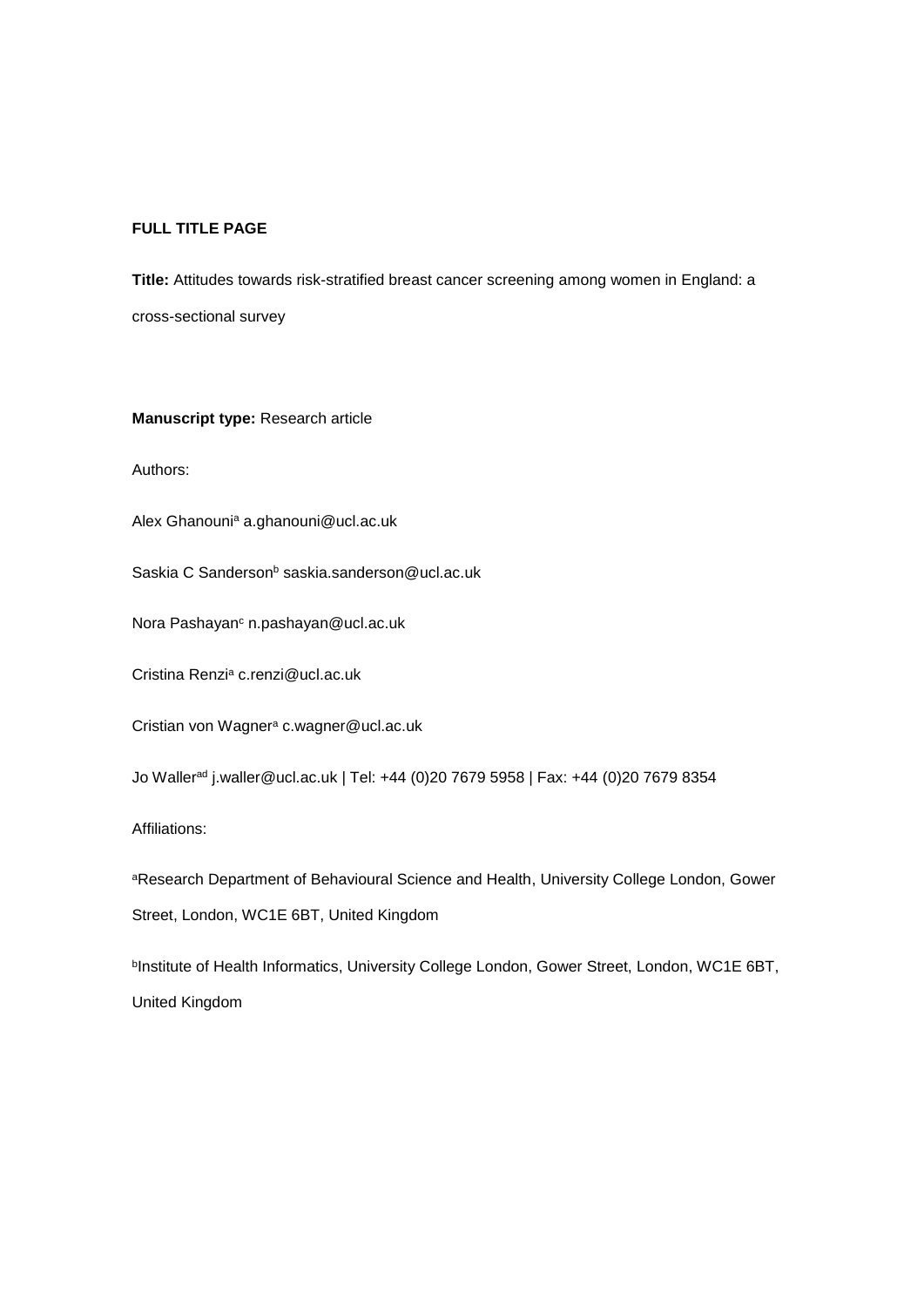**FULL TITLE PAGE**

**Title:** Attitudes towards risk-stratified breast cancer screening among women in England: a cross-sectional survey

**Manuscript type:** Research article

Authors:

Alex Ghanouni[a] a.ghanouni@ucl.ac.uk

Saskia C Sanderson[b] saskia.sanderson@ucl.ac.uk

Nora Pashayan[c] n.pashayan@ucl.ac.uk

Cristina Renzi[a] c.renzi@ucl.ac.uk

Cristian von Wagner[a] c.wagner@ucl.ac.uk

Jo Waller[ad] j.waller@ucl.ac.uk | Tel: +44 (0)20 7679 5958 | Fax: +44 (0)20 7679 8354

Affiliations:

[a]Research Department of Behavioural Science and Health, University College London, Gower Street, London, WC1E 6BT, United Kingdom

[b]Institute of Health Informatics, University College London, Gower Street, London, WC1E 6BT, United Kingdom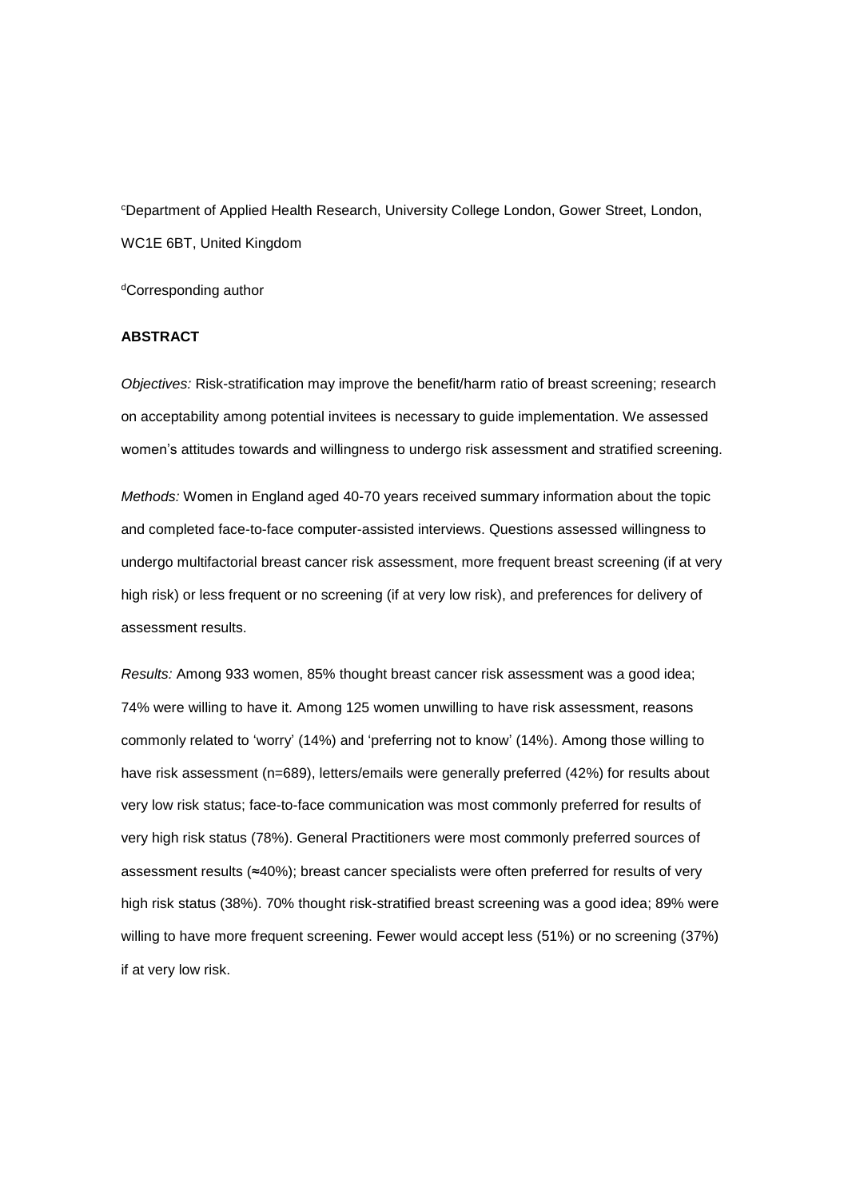[c]Department of Applied Health Research, University College London, Gower Street, London, WC1E 6BT, United Kingdom

[d]Corresponding author

**ABSTRACT**

*Objectives:* Risk-stratification may improve the benefit/harm ratio of breast screening; research on acceptability among potential invitees is necessary to guide implementation. We assessed women's attitudes towards and willingness to undergo risk assessment and stratified screening.

*Methods:* Women in England aged 40-70 years received summary information about the topic and completed face-to-face computer-assisted interviews. Questions assessed willingness to undergo multifactorial breast cancer risk assessment, more frequent breast screening (if at very high risk) or less frequent or no screening (if at very low risk), and preferences for delivery of assessment results.

*Results:* Among 933 women, 85% thought breast cancer risk assessment was a good idea; 74% were willing to have it. Among 125 women unwilling to have risk assessment, reasons commonly related to 'worry' (14%) and 'preferring not to know' (14%). Among those willing to have risk assessment (n=689), letters/emails were generally preferred (42%) for results about very low risk status; face-to-face communication was most commonly preferred for results of very high risk status (78%). General Practitioners were most commonly preferred sources of assessment results (≈40%); breast cancer specialists were often preferred for results of very high risk status (38%). 70% thought risk-stratified breast screening was a good idea; 89% were willing to have more frequent screening. Fewer would accept less (51%) or no screening (37%) if at very low risk.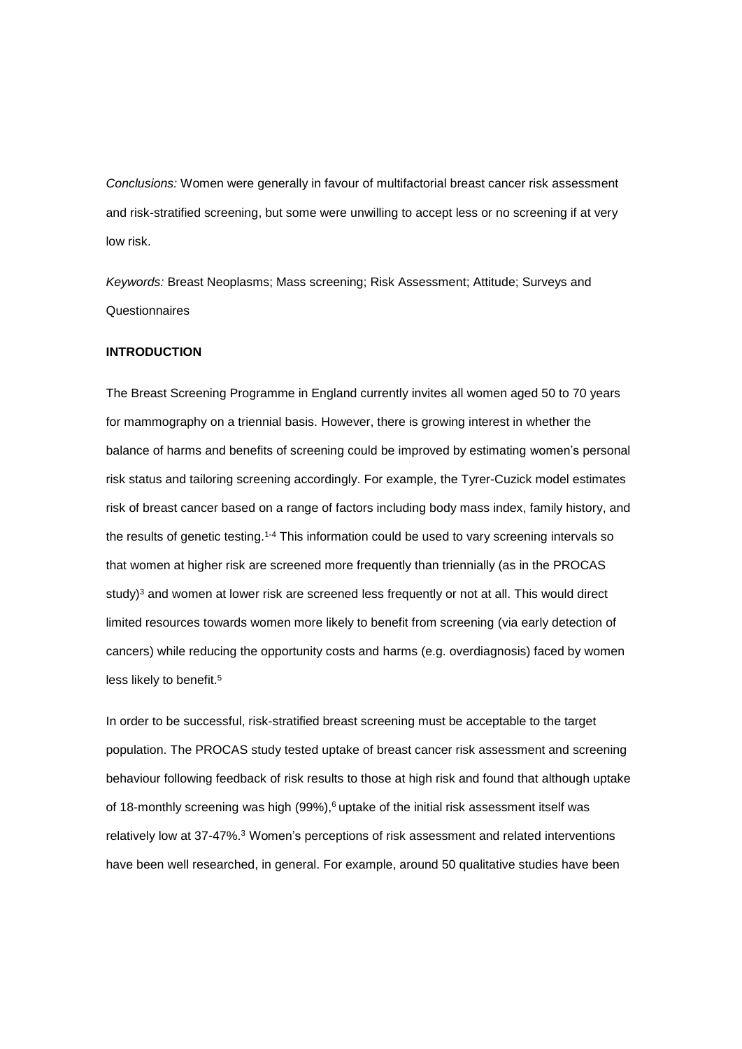*Conclusions:* Women were generally in favour of multifactorial breast cancer risk assessment and risk-stratified screening, but some were unwilling to accept less or no screening if at very low risk.

*Keywords:* Breast Neoplasms; Mass screening; Risk Assessment; Attitude; Surveys and Questionnaires

## INTRODUCTION

The Breast Screening Programme in England currently invites all women aged 50 to 70 years for mammography on a triennial basis. However, there is growing interest in whether the balance of harms and benefits of screening could be improved by estimating women's personal risk status and tailoring screening accordingly. For example, the Tyrer-Cuzick model estimates risk of breast cancer based on a range of factors including body mass index, family history, and the results of genetic testing.[1-4] This information could be used to vary screening intervals so that women at higher risk are screened more frequently than triennially (as in the PROCAS study)[3] and women at lower risk are screened less frequently or not at all. This would direct limited resources towards women more likely to benefit from screening (via early detection of cancers) while reducing the opportunity costs and harms (e.g. overdiagnosis) faced by women less likely to benefit.[5]

In order to be successful, risk-stratified breast screening must be acceptable to the target population. The PROCAS study tested uptake of breast cancer risk assessment and screening behaviour following feedback of risk results to those at high risk and found that although uptake of 18-monthly screening was high (99%),[6] uptake of the initial risk assessment itself was relatively low at 37-47%.[3] Women's perceptions of risk assessment and related interventions have been well researched, in general. For example, around 50 qualitative studies have been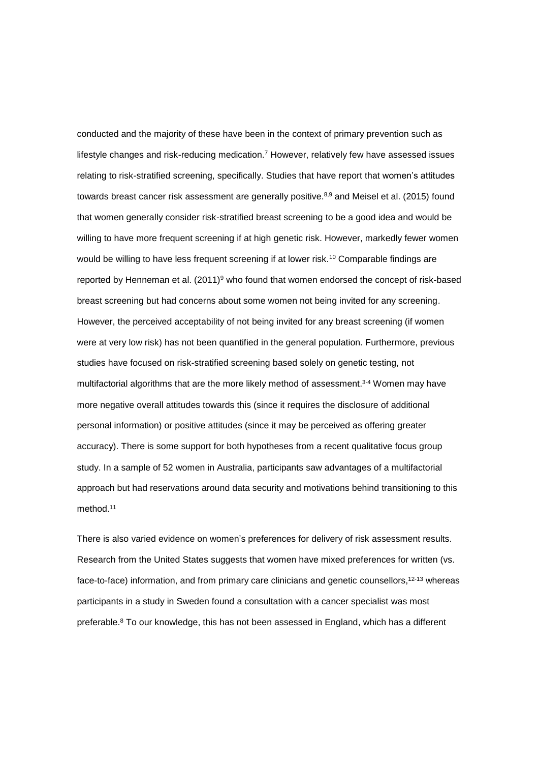conducted and the majority of these have been in the context of primary prevention such as lifestyle changes and risk-reducing medication.[7] However, relatively few have assessed issues relating to risk-stratified screening, specifically. Studies that have report that women's attitudes towards breast cancer risk assessment are generally positive.[8,9] and Meisel et al. (2015) found that women generally consider risk-stratified breast screening to be a good idea and would be willing to have more frequent screening if at high genetic risk. However, markedly fewer women would be willing to have less frequent screening if at lower risk.[10] Comparable findings are reported by Henneman et al. (2011)[9] who found that women endorsed the concept of risk-based breast screening but had concerns about some women not being invited for any screening. However, the perceived acceptability of not being invited for any breast screening (if women were at very low risk) has not been quantified in the general population. Furthermore, previous studies have focused on risk-stratified screening based solely on genetic testing, not multifactorial algorithms that are the more likely method of assessment.[3-4] Women may have more negative overall attitudes towards this (since it requires the disclosure of additional personal information) or positive attitudes (since it may be perceived as offering greater accuracy). There is some support for both hypotheses from a recent qualitative focus group study. In a sample of 52 women in Australia, participants saw advantages of a multifactorial approach but had reservations around data security and motivations behind transitioning to this method.[11]

There is also varied evidence on women's preferences for delivery of risk assessment results. Research from the United States suggests that women have mixed preferences for written (vs. face-to-face) information, and from primary care clinicians and genetic counsellors,[12-13] whereas participants in a study in Sweden found a consultation with a cancer specialist was most preferable.[8] To our knowledge, this has not been assessed in England, which has a different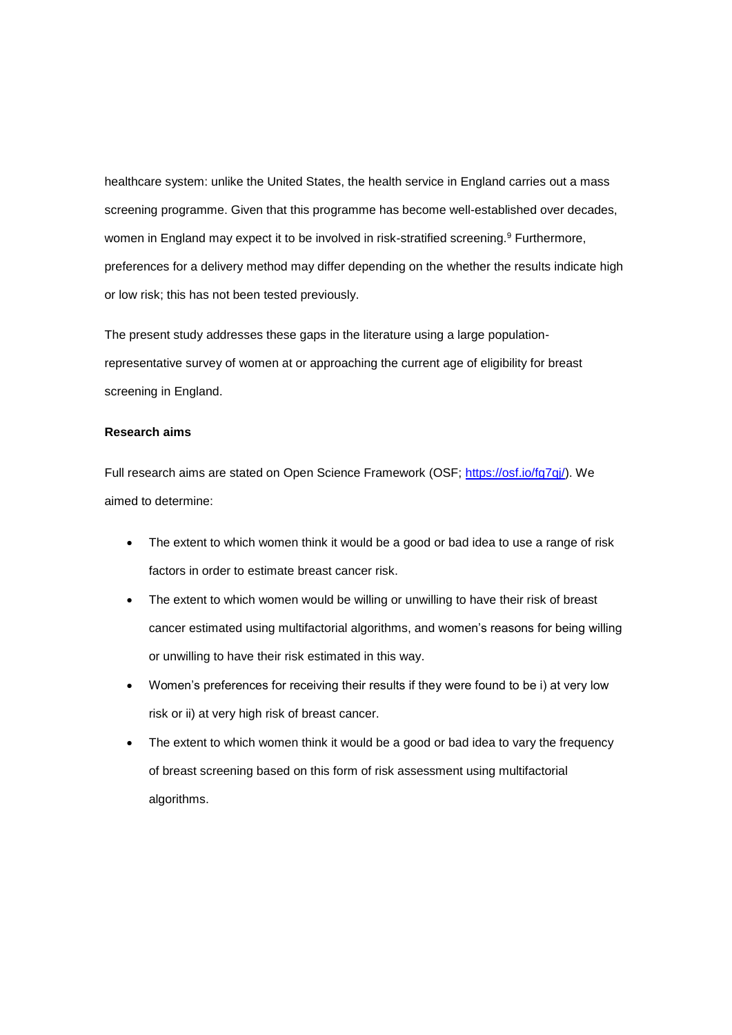healthcare system: unlike the United States, the health service in England carries out a mass screening programme. Given that this programme has become well-established over decades, women in England may expect it to be involved in risk-stratified screening.[9] Furthermore, preferences for a delivery method may differ depending on the whether the results indicate high or low risk; this has not been tested previously.

The present study addresses these gaps in the literature using a large population-representative survey of women at or approaching the current age of eligibility for breast screening in England.

**Research aims**

Full research aims are stated on Open Science Framework (OSF; https://osf.io/fg7qj/). We aimed to determine:

- The extent to which women think it would be a good or bad idea to use a range of risk factors in order to estimate breast cancer risk.
- The extent to which women would be willing or unwilling to have their risk of breast cancer estimated using multifactorial algorithms, and women's reasons for being willing or unwilling to have their risk estimated in this way.
- Women's preferences for receiving their results if they were found to be i) at very low risk or ii) at very high risk of breast cancer.
- The extent to which women think it would be a good or bad idea to vary the frequency of breast screening based on this form of risk assessment using multifactorial algorithms.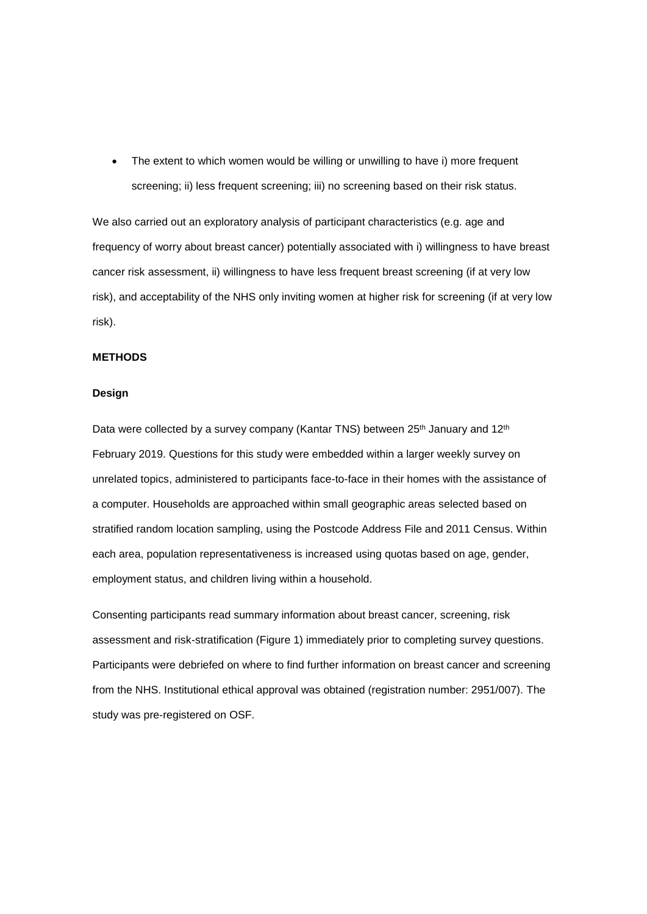- The extent to which women would be willing or unwilling to have i) more frequent screening; ii) less frequent screening; iii) no screening based on their risk status.

We also carried out an exploratory analysis of participant characteristics (e.g. age and frequency of worry about breast cancer) potentially associated with i) willingness to have breast cancer risk assessment, ii) willingness to have less frequent breast screening (if at very low risk), and acceptability of the NHS only inviting women at higher risk for screening (if at very low risk).

**METHODS**

**Design**

Data were collected by a survey company (Kantar TNS) between 25th January and 12th February 2019. Questions for this study were embedded within a larger weekly survey on unrelated topics, administered to participants face-to-face in their homes with the assistance of a computer. Households are approached within small geographic areas selected based on stratified random location sampling, using the Postcode Address File and 2011 Census. Within each area, population representativeness is increased using quotas based on age, gender, employment status, and children living within a household.

Consenting participants read summary information about breast cancer, screening, risk assessment and risk-stratification (Figure 1) immediately prior to completing survey questions. Participants were debriefed on where to find further information on breast cancer and screening from the NHS. Institutional ethical approval was obtained (registration number: 2951/007). The study was pre-registered on OSF.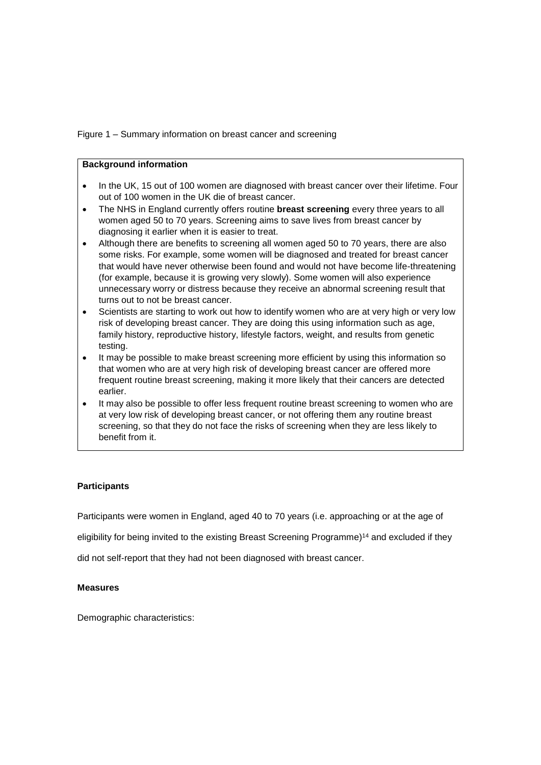Figure 1 – Summary information on breast cancer and screening

**Background information**

- In the UK, 15 out of 100 women are diagnosed with breast cancer over their lifetime. Four out of 100 women in the UK die of breast cancer.
- The NHS in England currently offers routine **breast screening** every three years to all women aged 50 to 70 years. Screening aims to save lives from breast cancer by diagnosing it earlier when it is easier to treat.
- Although there are benefits to screening all women aged 50 to 70 years, there are also some risks. For example, some women will be diagnosed and treated for breast cancer that would have never otherwise been found and would not have become life-threatening (for example, because it is growing very slowly). Some women will also experience unnecessary worry or distress because they receive an abnormal screening result that turns out to not be breast cancer.
- Scientists are starting to work out how to identify women who are at very high or very low risk of developing breast cancer. They are doing this using information such as age, family history, reproductive history, lifestyle factors, weight, and results from genetic testing.
- It may be possible to make breast screening more efficient by using this information so that women who are at very high risk of developing breast cancer are offered more frequent routine breast screening, making it more likely that their cancers are detected earlier.
- It may also be possible to offer less frequent routine breast screening to women who are at very low risk of developing breast cancer, or not offering them any routine breast screening, so that they do not face the risks of screening when they are less likely to benefit from it.

**Participants**

Participants were women in England, aged 40 to 70 years (i.e. approaching or at the age of eligibility for being invited to the existing Breast Screening Programme)[14] and excluded if they did not self-report that they had not been diagnosed with breast cancer.

**Measures**

Demographic characteristics: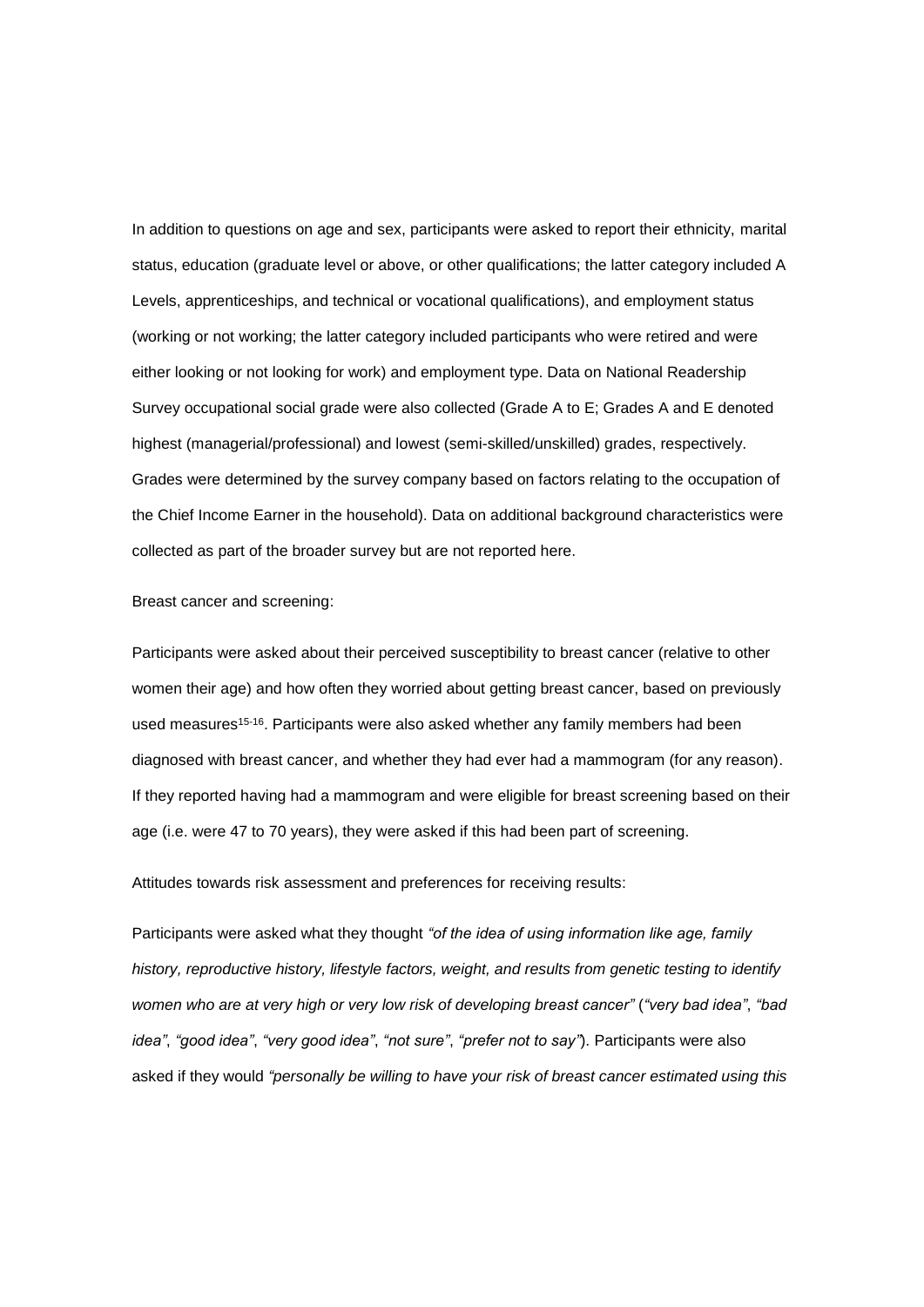In addition to questions on age and sex, participants were asked to report their ethnicity, marital status, education (graduate level or above, or other qualifications; the latter category included A Levels, apprenticeships, and technical or vocational qualifications), and employment status (working or not working; the latter category included participants who were retired and were either looking or not looking for work) and employment type. Data on National Readership Survey occupational social grade were also collected (Grade A to E; Grades A and E denoted highest (managerial/professional) and lowest (semi-skilled/unskilled) grades, respectively. Grades were determined by the survey company based on factors relating to the occupation of the Chief Income Earner in the household). Data on additional background characteristics were collected as part of the broader survey but are not reported here.

Breast cancer and screening:

Participants were asked about their perceived susceptibility to breast cancer (relative to other women their age) and how often they worried about getting breast cancer, based on previously used measures[15-16]. Participants were also asked whether any family members had been diagnosed with breast cancer, and whether they had ever had a mammogram (for any reason). If they reported having had a mammogram and were eligible for breast screening based on their age (i.e. were 47 to 70 years), they were asked if this had been part of screening.

Attitudes towards risk assessment and preferences for receiving results:

Participants were asked what they thought *"of the idea of using information like age, family history, reproductive history, lifestyle factors, weight, and results from genetic testing to identify women who are at very high or very low risk of developing breast cancer"* (*"very bad idea"*, *"bad idea"*, *"good idea"*, *"very good idea"*, *"not sure"*, *"prefer not to say"*). Participants were also asked if they would *"personally be willing to have your risk of breast cancer estimated using this*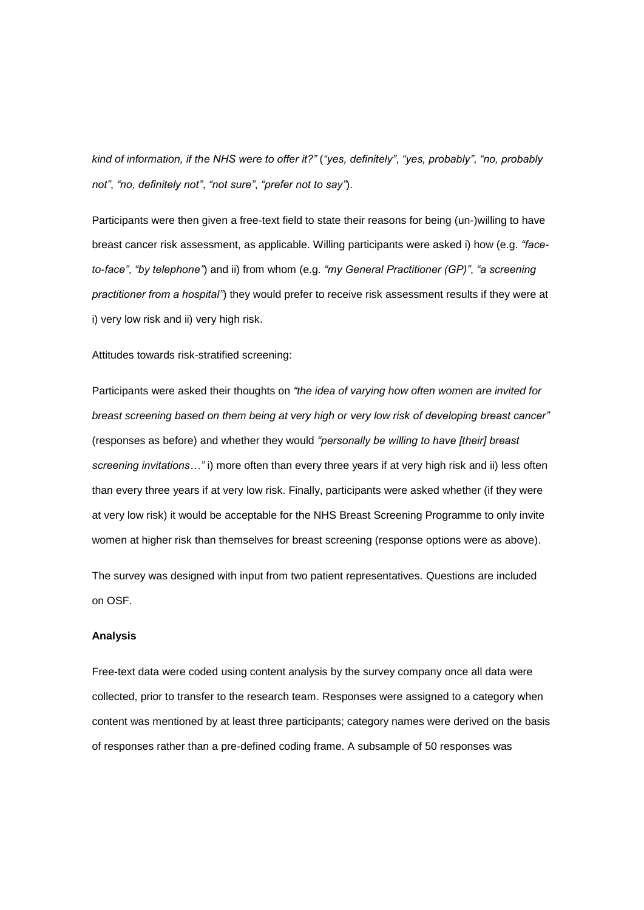*kind of information, if the NHS were to offer it?"* (*"yes, definitely"*, *"yes, probably"*, *"no, probably not"*, *"no, definitely not"*, *"not sure"*, *"prefer not to say"*).

Participants were then given a free-text field to state their reasons for being (un-)willing to have breast cancer risk assessment, as applicable. Willing participants were asked i) how (e.g. *"face-to-face"*, *"by telephone"*) and ii) from whom (e.g. *"my General Practitioner (GP)"*, *"a screening practitioner from a hospital"*) they would prefer to receive risk assessment results if they were at i) very low risk and ii) very high risk.

Attitudes towards risk-stratified screening:

Participants were asked their thoughts on *"the idea of varying how often women are invited for breast screening based on them being at very high or very low risk of developing breast cancer"* (responses as before) and whether they would *"personally be willing to have [their] breast screening invitations…"* i) more often than every three years if at very high risk and ii) less often than every three years if at very low risk. Finally, participants were asked whether (if they were at very low risk) it would be acceptable for the NHS Breast Screening Programme to only invite women at higher risk than themselves for breast screening (response options were as above).

The survey was designed with input from two patient representatives. Questions are included on OSF.

### Analysis

Free-text data were coded using content analysis by the survey company once all data were collected, prior to transfer to the research team. Responses were assigned to a category when content was mentioned by at least three participants; category names were derived on the basis of responses rather than a pre-defined coding frame. A subsample of 50 responses was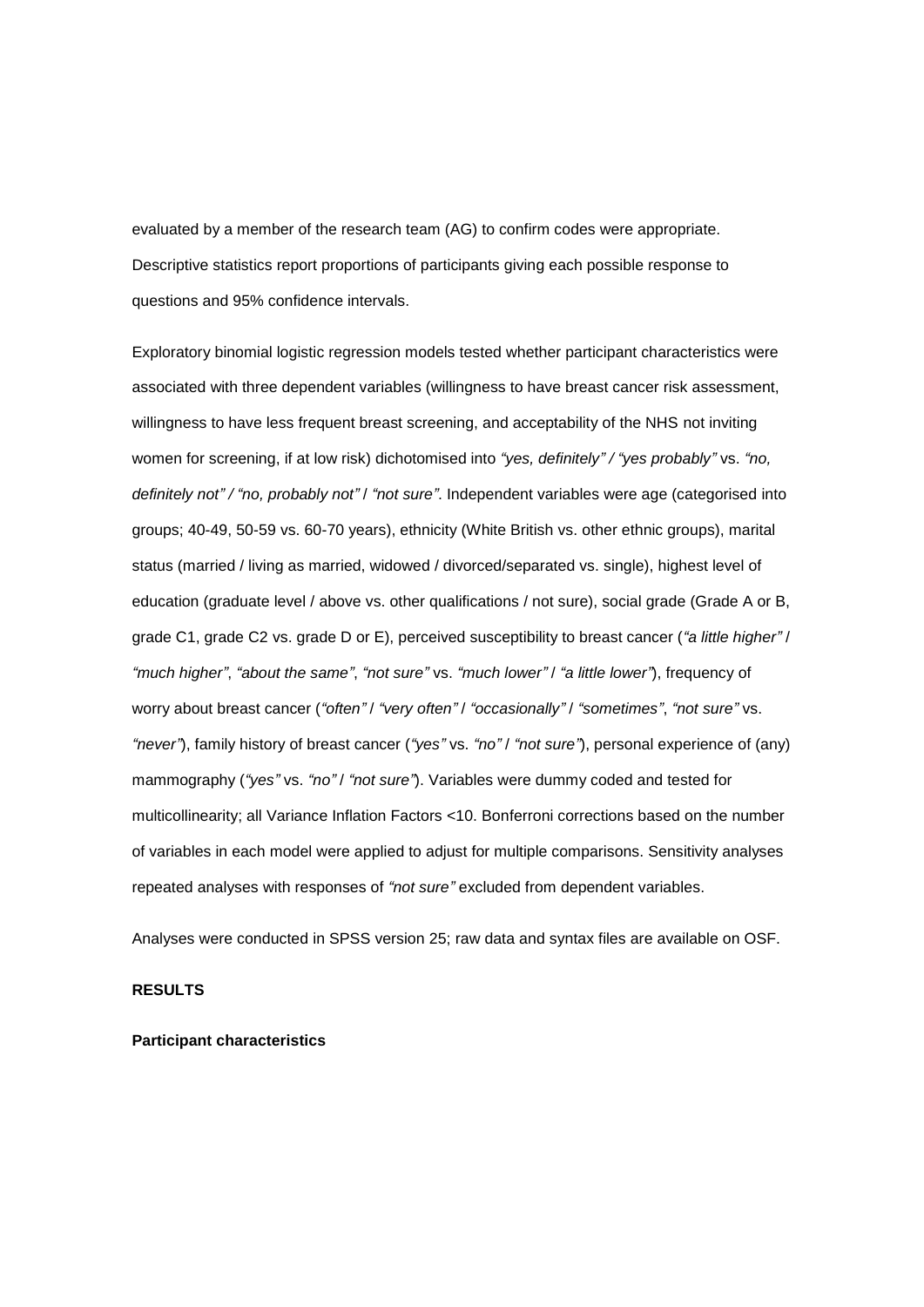evaluated by a member of the research team (AG) to confirm codes were appropriate. Descriptive statistics report proportions of participants giving each possible response to questions and 95% confidence intervals.

Exploratory binomial logistic regression models tested whether participant characteristics were associated with three dependent variables (willingness to have breast cancer risk assessment, willingness to have less frequent breast screening, and acceptability of the NHS not inviting women for screening, if at low risk) dichotomised into *"yes, definitely" / "yes probably"* vs. *"no, definitely not" / "no, probably not"* / *"not sure".* Independent variables were age (categorised into groups; 40-49, 50-59 vs. 60-70 years), ethnicity (White British vs. other ethnic groups), marital status (married / living as married, widowed / divorced/separated vs. single), highest level of education (graduate level / above vs. other qualifications / not sure), social grade (Grade A or B, grade C1, grade C2 vs. grade D or E), perceived susceptibility to breast cancer (*"a little higher"* / *"much higher"*, *"about the same"*, *"not sure"* vs. *"much lower"* / *"a little lower"*), frequency of worry about breast cancer (*"often"* / *"very often"* / *"occasionally"* / *"sometimes"*, *"not sure"* vs. *"never"*), family history of breast cancer (*"yes"* vs. *"no"* / *"not sure"*), personal experience of (any) mammography (*"yes"* vs. *"no"* / *"not sure"*). Variables were dummy coded and tested for multicollinearity; all Variance Inflation Factors <10. Bonferroni corrections based on the number of variables in each model were applied to adjust for multiple comparisons. Sensitivity analyses repeated analyses with responses of *"not sure"* excluded from dependent variables.

Analyses were conducted in SPSS version 25; raw data and syntax files are available on OSF.

## RESULTS

### Participant characteristics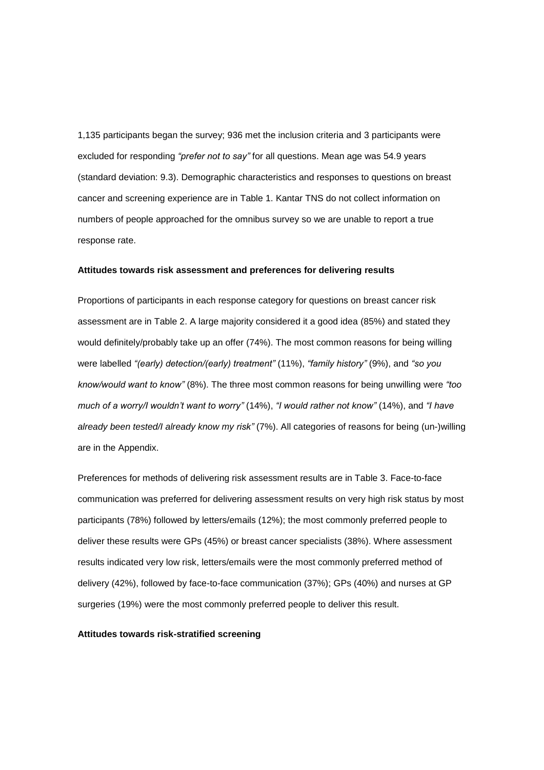1,135 participants began the survey; 936 met the inclusion criteria and 3 participants were excluded for responding *"prefer not to say"* for all questions. Mean age was 54.9 years (standard deviation: 9.3). Demographic characteristics and responses to questions on breast cancer and screening experience are in Table 1. Kantar TNS do not collect information on numbers of people approached for the omnibus survey so we are unable to report a true response rate.

**Attitudes towards risk assessment and preferences for delivering results**

Proportions of participants in each response category for questions on breast cancer risk assessment are in Table 2. A large majority considered it a good idea (85%) and stated they would definitely/probably take up an offer (74%). The most common reasons for being willing were labelled *"(early) detection/(early) treatment"* (11%), *"family history"* (9%), and *"so you know/would want to know"* (8%). The three most common reasons for being unwilling were *"too much of a worry/I wouldn't want to worry"* (14%), *"I would rather not know"* (14%), and *"I have already been tested/I already know my risk"* (7%). All categories of reasons for being (un-)willing are in the Appendix.

Preferences for methods of delivering risk assessment results are in Table 3. Face-to-face communication was preferred for delivering assessment results on very high risk status by most participants (78%) followed by letters/emails (12%); the most commonly preferred people to deliver these results were GPs (45%) or breast cancer specialists (38%). Where assessment results indicated very low risk, letters/emails were the most commonly preferred method of delivery (42%), followed by face-to-face communication (37%); GPs (40%) and nurses at GP surgeries (19%) were the most commonly preferred people to deliver this result.

**Attitudes towards risk-stratified screening**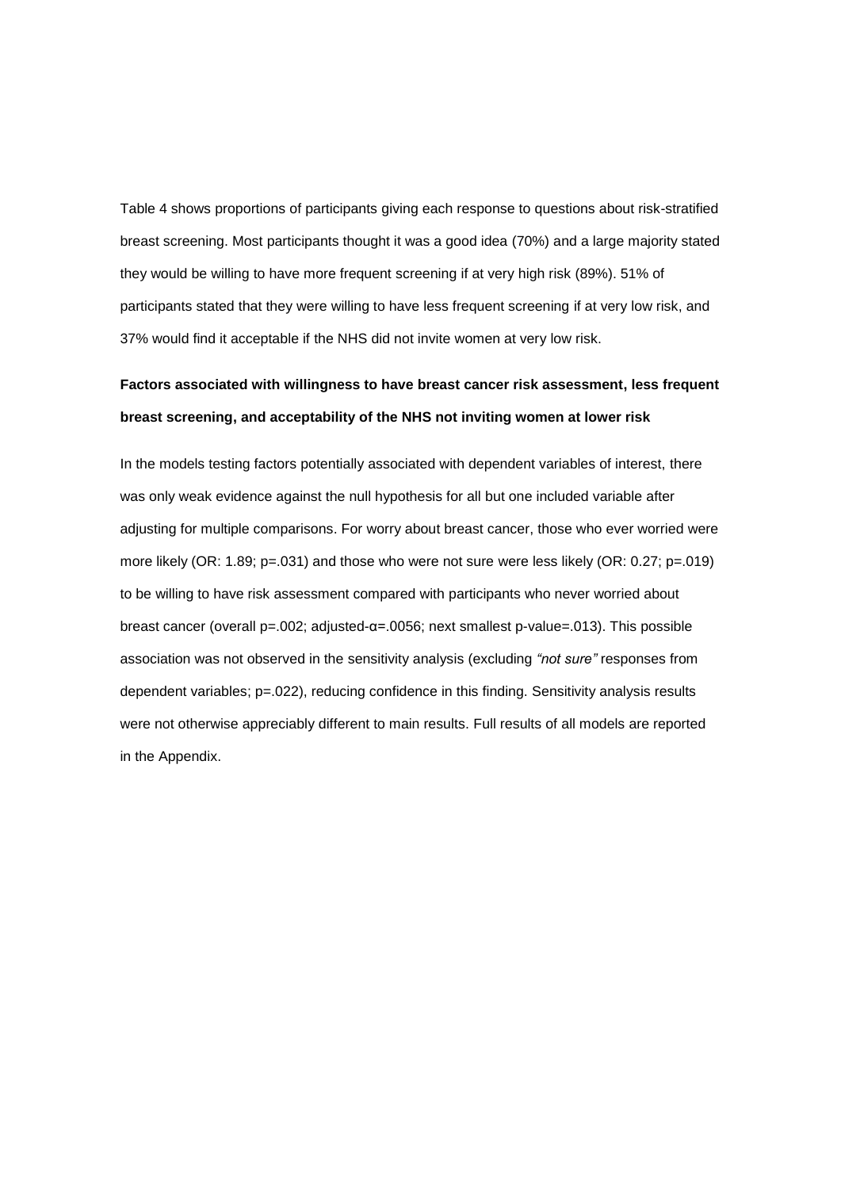Table 4 shows proportions of participants giving each response to questions about risk-stratified breast screening. Most participants thought it was a good idea (70%) and a large majority stated they would be willing to have more frequent screening if at very high risk (89%). 51% of participants stated that they were willing to have less frequent screening if at very low risk, and 37% would find it acceptable if the NHS did not invite women at very low risk.

### Factors associated with willingness to have breast cancer risk assessment, less frequent breast screening, and acceptability of the NHS not inviting women at lower risk

In the models testing factors potentially associated with dependent variables of interest, there was only weak evidence against the null hypothesis for all but one included variable after adjusting for multiple comparisons. For worry about breast cancer, those who ever worried were more likely (OR: 1.89; p=.031) and those who were not sure were less likely (OR: 0.27; p=.019) to be willing to have risk assessment compared with participants who never worried about breast cancer (overall p=.002; adjusted-α=.0056; next smallest p-value=.013). This possible association was not observed in the sensitivity analysis (excluding *"not sure"* responses from dependent variables; p=.022), reducing confidence in this finding. Sensitivity analysis results were not otherwise appreciably different to main results. Full results of all models are reported in the Appendix.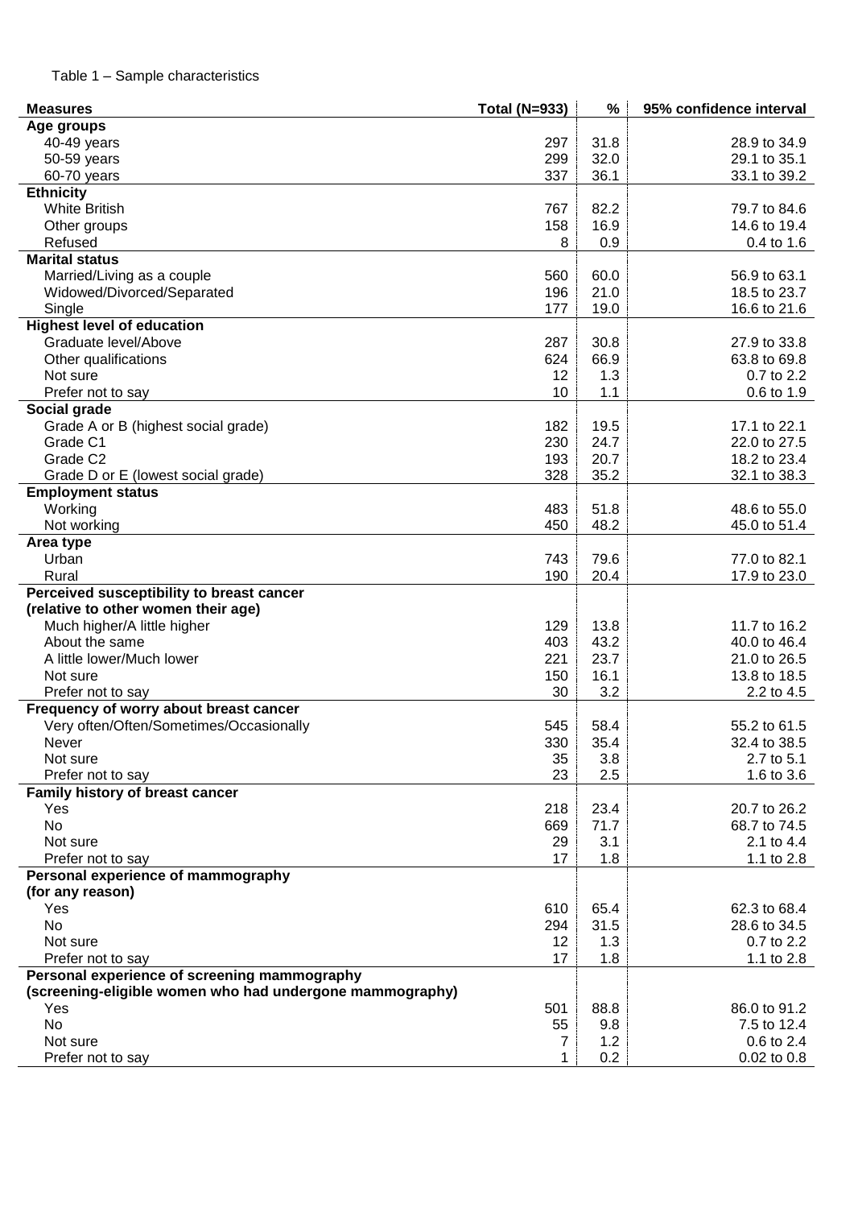Table 1 – Sample characteristics

| Measures | Total (N=933) | % | 95% confidence interval |
|---|---|---|---|
| **Age groups** | | | |
| 40-49 years | 297 | 31.8 | 28.9 to 34.9 |
| 50-59 years | 299 | 32.0 | 29.1 to 35.1 |
| 60-70 years | 337 | 36.1 | 33.1 to 39.2 |
| **Ethnicity** | | | |
| White British | 767 | 82.2 | 79.7 to 84.6 |
| Other groups | 158 | 16.9 | 14.6 to 19.4 |
| Refused | 8 | 0.9 | 0.4 to 1.6 |
| **Marital status** | | | |
| Married/Living as a couple | 560 | 60.0 | 56.9 to 63.1 |
| Widowed/Divorced/Separated | 196 | 21.0 | 18.5 to 23.7 |
| Single | 177 | 19.0 | 16.6 to 21.6 |
| **Highest level of education** | | | |
| Graduate level/Above | 287 | 30.8 | 27.9 to 33.8 |
| Other qualifications | 624 | 66.9 | 63.8 to 69.8 |
| Not sure | 12 | 1.3 | 0.7 to 2.2 |
| Prefer not to say | 10 | 1.1 | 0.6 to 1.9 |
| **Social grade** | | | |
| Grade A or B (highest social grade) | 182 | 19.5 | 17.1 to 22.1 |
| Grade C1 | 230 | 24.7 | 22.0 to 27.5 |
| Grade C2 | 193 | 20.7 | 18.2 to 23.4 |
| Grade D or E (lowest social grade) | 328 | 35.2 | 32.1 to 38.3 |
| **Employment status** | | | |
| Working | 483 | 51.8 | 48.6 to 55.0 |
| Not working | 450 | 48.2 | 45.0 to 51.4 |
| **Area type** | | | |
| Urban | 743 | 79.6 | 77.0 to 82.1 |
| Rural | 190 | 20.4 | 17.9 to 23.0 |
| **Perceived susceptibility to breast cancer (relative to other women their age)** | | | |
| Much higher/A little higher | 129 | 13.8 | 11.7 to 16.2 |
| About the same | 403 | 43.2 | 40.0 to 46.4 |
| A little lower/Much lower | 221 | 23.7 | 21.0 to 26.5 |
| Not sure | 150 | 16.1 | 13.8 to 18.5 |
| Prefer not to say | 30 | 3.2 | 2.2 to 4.5 |
| **Frequency of worry about breast cancer** | | | |
| Very often/Often/Sometimes/Occasionally | 545 | 58.4 | 55.2 to 61.5 |
| Never | 330 | 35.4 | 32.4 to 38.5 |
| Not sure | 35 | 3.8 | 2.7 to 5.1 |
| Prefer not to say | 23 | 2.5 | 1.6 to 3.6 |
| **Family history of breast cancer** | | | |
| Yes | 218 | 23.4 | 20.7 to 26.2 |
| No | 669 | 71.7 | 68.7 to 74.5 |
| Not sure | 29 | 3.1 | 2.1 to 4.4 |
| Prefer not to say | 17 | 1.8 | 1.1 to 2.8 |
| **Personal experience of mammography (for any reason)** | | | |
| Yes | 610 | 65.4 | 62.3 to 68.4 |
| No | 294 | 31.5 | 28.6 to 34.5 |
| Not sure | 12 | 1.3 | 0.7 to 2.2 |
| Prefer not to say | 17 | 1.8 | 1.1 to 2.8 |
| **Personal experience of screening mammography (screening-eligible women who had undergone mammography)** | | | |
| Yes | 501 | 88.8 | 86.0 to 91.2 |
| No | 55 | 9.8 | 7.5 to 12.4 |
| Not sure | 7 | 1.2 | 0.6 to 2.4 |
| Prefer not to say | 1 | 0.2 | 0.02 to 0.8 |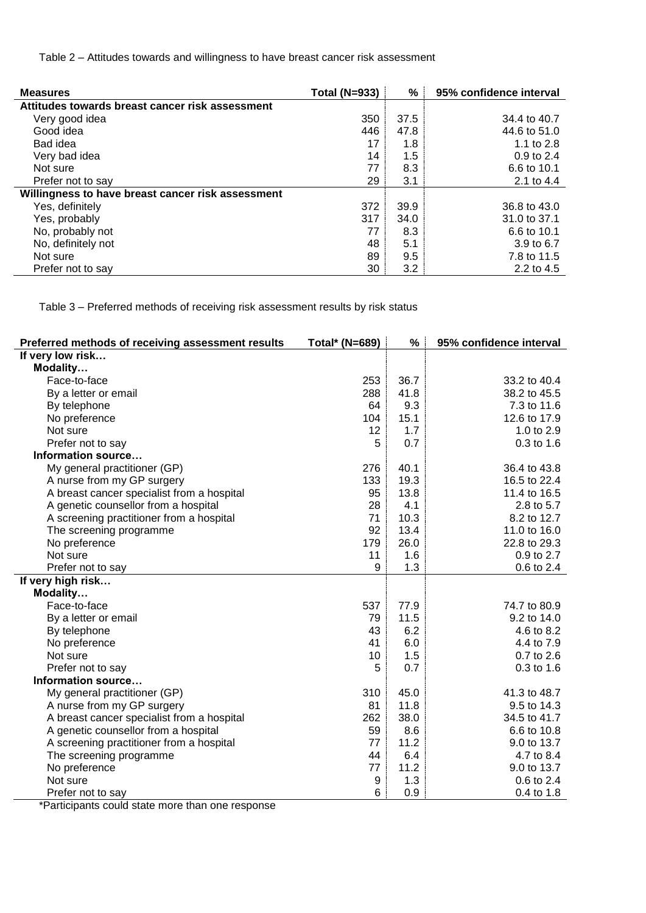Table 2 – Attitudes towards and willingness to have breast cancer risk assessment

| Measures | Total (N=933) | % | 95% confidence interval |
|---|---|---|---|
| **Attitudes towards breast cancer risk assessment** | | | |
| Very good idea | 350 | 37.5 | 34.4 to 40.7 |
| Good idea | 446 | 47.8 | 44.6 to 51.0 |
| Bad idea | 17 | 1.8 | 1.1 to 2.8 |
| Very bad idea | 14 | 1.5 | 0.9 to 2.4 |
| Not sure | 77 | 8.3 | 6.6 to 10.1 |
| Prefer not to say | 29 | 3.1 | 2.1 to 4.4 |
| **Willingness to have breast cancer risk assessment** | | | |
| Yes, definitely | 372 | 39.9 | 36.8 to 43.0 |
| Yes, probably | 317 | 34.0 | 31.0 to 37.1 |
| No, probably not | 77 | 8.3 | 6.6 to 10.1 |
| No, definitely not | 48 | 5.1 | 3.9 to 6.7 |
| Not sure | 89 | 9.5 | 7.8 to 11.5 |
| Prefer not to say | 30 | 3.2 | 2.2 to 4.5 |

Table 3 – Preferred methods of receiving risk assessment results by risk status

| Preferred methods of receiving assessment results | Total* (N=689) | % | 95% confidence interval |
|---|---|---|---|
| **If very low risk…** | | | |
| **Modality…** | | | |
| Face-to-face | 253 | 36.7 | 33.2 to 40.4 |
| By a letter or email | 288 | 41.8 | 38.2 to 45.5 |
| By telephone | 64 | 9.3 | 7.3 to 11.6 |
| No preference | 104 | 15.1 | 12.6 to 17.9 |
| Not sure | 12 | 1.7 | 1.0 to 2.9 |
| Prefer not to say | 5 | 0.7 | 0.3 to 1.6 |
| **Information source…** | | | |
| My general practitioner (GP) | 276 | 40.1 | 36.4 to 43.8 |
| A nurse from my GP surgery | 133 | 19.3 | 16.5 to 22.4 |
| A breast cancer specialist from a hospital | 95 | 13.8 | 11.4 to 16.5 |
| A genetic counsellor from a hospital | 28 | 4.1 | 2.8 to 5.7 |
| A screening practitioner from a hospital | 71 | 10.3 | 8.2 to 12.7 |
| The screening programme | 92 | 13.4 | 11.0 to 16.0 |
| No preference | 179 | 26.0 | 22.8 to 29.3 |
| Not sure | 11 | 1.6 | 0.9 to 2.7 |
| Prefer not to say | 9 | 1.3 | 0.6 to 2.4 |
| **If very high risk…** | | | |
| **Modality…** | | | |
| Face-to-face | 537 | 77.9 | 74.7 to 80.9 |
| By a letter or email | 79 | 11.5 | 9.2 to 14.0 |
| By telephone | 43 | 6.2 | 4.6 to 8.2 |
| No preference | 41 | 6.0 | 4.4 to 7.9 |
| Not sure | 10 | 1.5 | 0.7 to 2.6 |
| Prefer not to say | 5 | 0.7 | 0.3 to 1.6 |
| **Information source…** | | | |
| My general practitioner (GP) | 310 | 45.0 | 41.3 to 48.7 |
| A nurse from my GP surgery | 81 | 11.8 | 9.5 to 14.3 |
| A breast cancer specialist from a hospital | 262 | 38.0 | 34.5 to 41.7 |
| A genetic counsellor from a hospital | 59 | 8.6 | 6.6 to 10.8 |
| A screening practitioner from a hospital | 77 | 11.2 | 9.0 to 13.7 |
| The screening programme | 44 | 6.4 | 4.7 to 8.4 |
| No preference | 77 | 11.2 | 9.0 to 13.7 |
| Not sure | 9 | 1.3 | 0.6 to 2.4 |
| Prefer not to say | 6 | 0.9 | 0.4 to 1.8 |

*Participants could state more than one response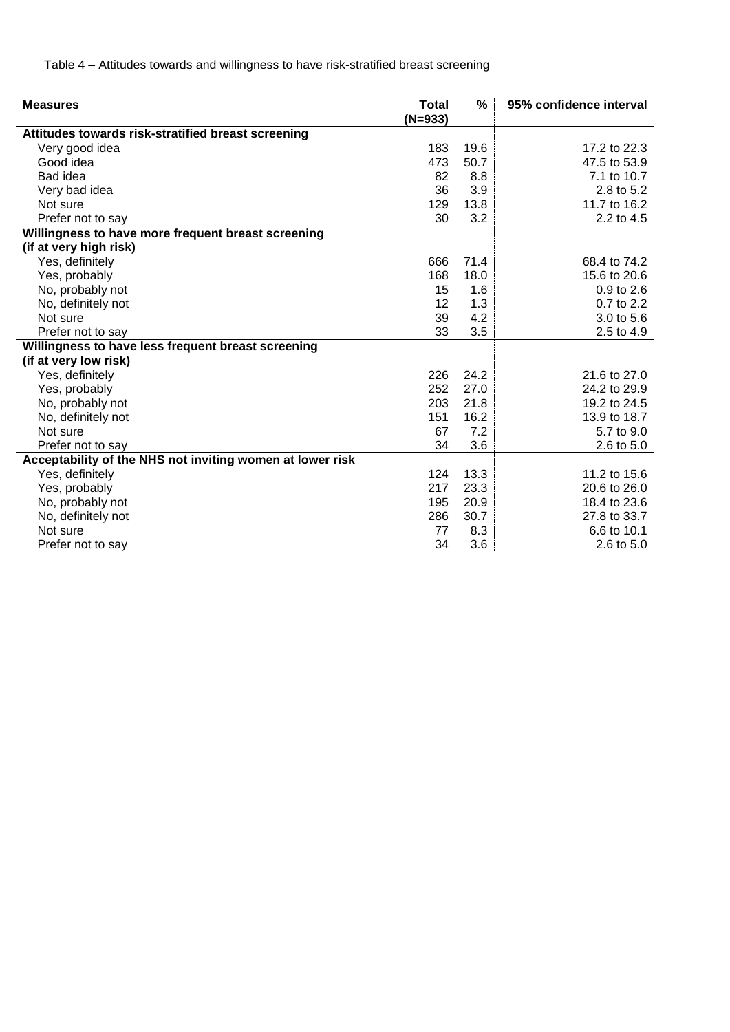Table 4 – Attitudes towards and willingness to have risk-stratified breast screening

| Measures | Total (N=933) | % | 95% confidence interval |
|---|---|---|---|
| **Attitudes towards risk-stratified breast screening** | | | |
| Very good idea | 183 | 19.6 | 17.2 to 22.3 |
| Good idea | 473 | 50.7 | 47.5 to 53.9 |
| Bad idea | 82 | 8.8 | 7.1 to 10.7 |
| Very bad idea | 36 | 3.9 | 2.8 to 5.2 |
| Not sure | 129 | 13.8 | 11.7 to 16.2 |
| Prefer not to say | 30 | 3.2 | 2.2 to 4.5 |
| **Willingness to have more frequent breast screening (if at very high risk)** | | | |
| Yes, definitely | 666 | 71.4 | 68.4 to 74.2 |
| Yes, probably | 168 | 18.0 | 15.6 to 20.6 |
| No, probably not | 15 | 1.6 | 0.9 to 2.6 |
| No, definitely not | 12 | 1.3 | 0.7 to 2.2 |
| Not sure | 39 | 4.2 | 3.0 to 5.6 |
| Prefer not to say | 33 | 3.5 | 2.5 to 4.9 |
| **Willingness to have less frequent breast screening (if at very low risk)** | | | |
| Yes, definitely | 226 | 24.2 | 21.6 to 27.0 |
| Yes, probably | 252 | 27.0 | 24.2 to 29.9 |
| No, probably not | 203 | 21.8 | 19.2 to 24.5 |
| No, definitely not | 151 | 16.2 | 13.9 to 18.7 |
| Not sure | 67 | 7.2 | 5.7 to 9.0 |
| Prefer not to say | 34 | 3.6 | 2.6 to 5.0 |
| **Acceptability of the NHS not inviting women at lower risk** | | | |
| Yes, definitely | 124 | 13.3 | 11.2 to 15.6 |
| Yes, probably | 217 | 23.3 | 20.6 to 26.0 |
| No, probably not | 195 | 20.9 | 18.4 to 23.6 |
| No, definitely not | 286 | 30.7 | 27.8 to 33.7 |
| Not sure | 77 | 8.3 | 6.6 to 10.1 |
| Prefer not to say | 34 | 3.6 | 2.6 to 5.0 |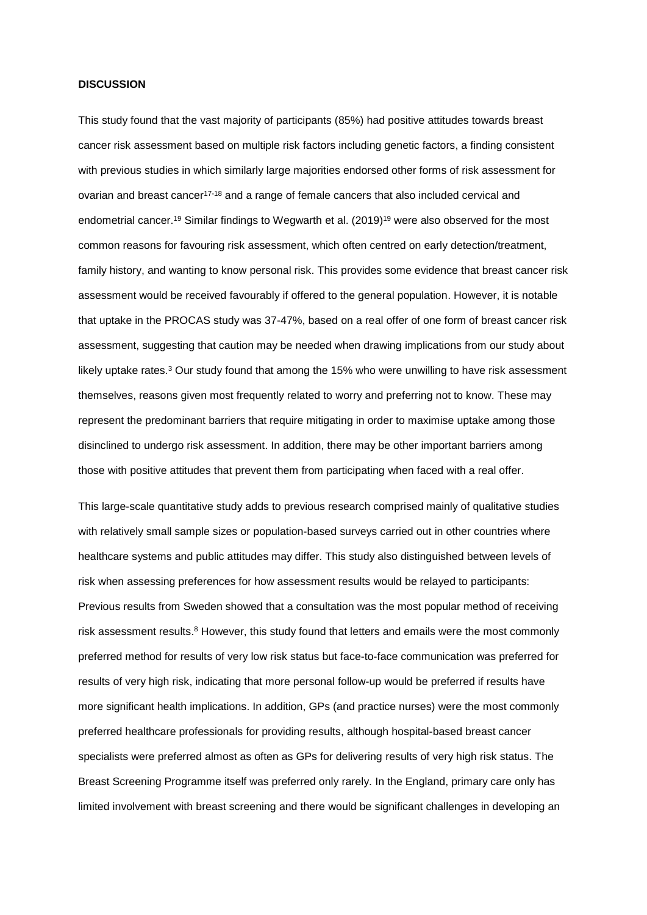**DISCUSSION**

This study found that the vast majority of participants (85%) had positive attitudes towards breast cancer risk assessment based on multiple risk factors including genetic factors, a finding consistent with previous studies in which similarly large majorities endorsed other forms of risk assessment for ovarian and breast cancer[17-18] and a range of female cancers that also included cervical and endometrial cancer.[19] Similar findings to Wegwarth et al. (2019)[19] were also observed for the most common reasons for favouring risk assessment, which often centred on early detection/treatment, family history, and wanting to know personal risk. This provides some evidence that breast cancer risk assessment would be received favourably if offered to the general population. However, it is notable that uptake in the PROCAS study was 37-47%, based on a real offer of one form of breast cancer risk assessment, suggesting that caution may be needed when drawing implications from our study about likely uptake rates.[3] Our study found that among the 15% who were unwilling to have risk assessment themselves, reasons given most frequently related to worry and preferring not to know. These may represent the predominant barriers that require mitigating in order to maximise uptake among those disinclined to undergo risk assessment. In addition, there may be other important barriers among those with positive attitudes that prevent them from participating when faced with a real offer.

This large-scale quantitative study adds to previous research comprised mainly of qualitative studies with relatively small sample sizes or population-based surveys carried out in other countries where healthcare systems and public attitudes may differ. This study also distinguished between levels of risk when assessing preferences for how assessment results would be relayed to participants: Previous results from Sweden showed that a consultation was the most popular method of receiving risk assessment results.[8] However, this study found that letters and emails were the most commonly preferred method for results of very low risk status but face-to-face communication was preferred for results of very high risk, indicating that more personal follow-up would be preferred if results have more significant health implications. In addition, GPs (and practice nurses) were the most commonly preferred healthcare professionals for providing results, although hospital-based breast cancer specialists were preferred almost as often as GPs for delivering results of very high risk status. The Breast Screening Programme itself was preferred only rarely. In the England, primary care only has limited involvement with breast screening and there would be significant challenges in developing an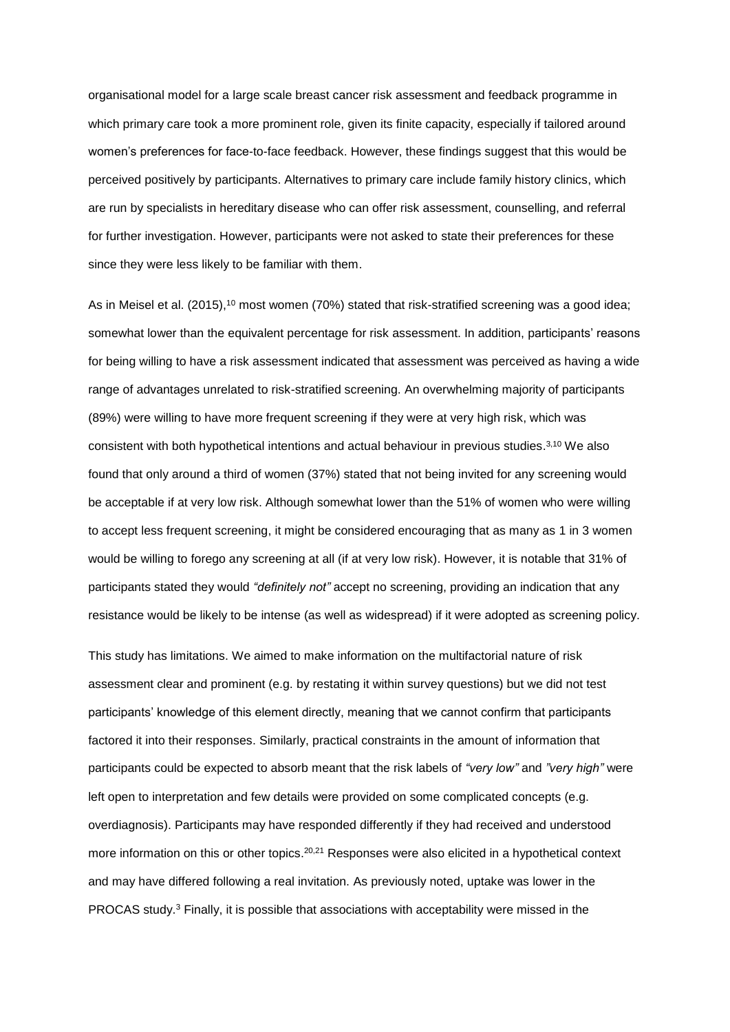organisational model for a large scale breast cancer risk assessment and feedback programme in which primary care took a more prominent role, given its finite capacity, especially if tailored around women's preferences for face-to-face feedback. However, these findings suggest that this would be perceived positively by participants. Alternatives to primary care include family history clinics, which are run by specialists in hereditary disease who can offer risk assessment, counselling, and referral for further investigation. However, participants were not asked to state their preferences for these since they were less likely to be familiar with them.

As in Meisel et al. (2015),[10] most women (70%) stated that risk-stratified screening was a good idea; somewhat lower than the equivalent percentage for risk assessment. In addition, participants' reasons for being willing to have a risk assessment indicated that assessment was perceived as having a wide range of advantages unrelated to risk-stratified screening. An overwhelming majority of participants (89%) were willing to have more frequent screening if they were at very high risk, which was consistent with both hypothetical intentions and actual behaviour in previous studies.[3,10] We also found that only around a third of women (37%) stated that not being invited for any screening would be acceptable if at very low risk. Although somewhat lower than the 51% of women who were willing to accept less frequent screening, it might be considered encouraging that as many as 1 in 3 women would be willing to forego any screening at all (if at very low risk). However, it is notable that 31% of participants stated they would *"definitely not"* accept no screening, providing an indication that any resistance would be likely to be intense (as well as widespread) if it were adopted as screening policy.

This study has limitations. We aimed to make information on the multifactorial nature of risk assessment clear and prominent (e.g. by restating it within survey questions) but we did not test participants' knowledge of this element directly, meaning that we cannot confirm that participants factored it into their responses. Similarly, practical constraints in the amount of information that participants could be expected to absorb meant that the risk labels of *"very low"* and *"very high"* were left open to interpretation and few details were provided on some complicated concepts (e.g. overdiagnosis). Participants may have responded differently if they had received and understood more information on this or other topics.[20,21] Responses were also elicited in a hypothetical context and may have differed following a real invitation. As previously noted, uptake was lower in the PROCAS study.[3] Finally, it is possible that associations with acceptability were missed in the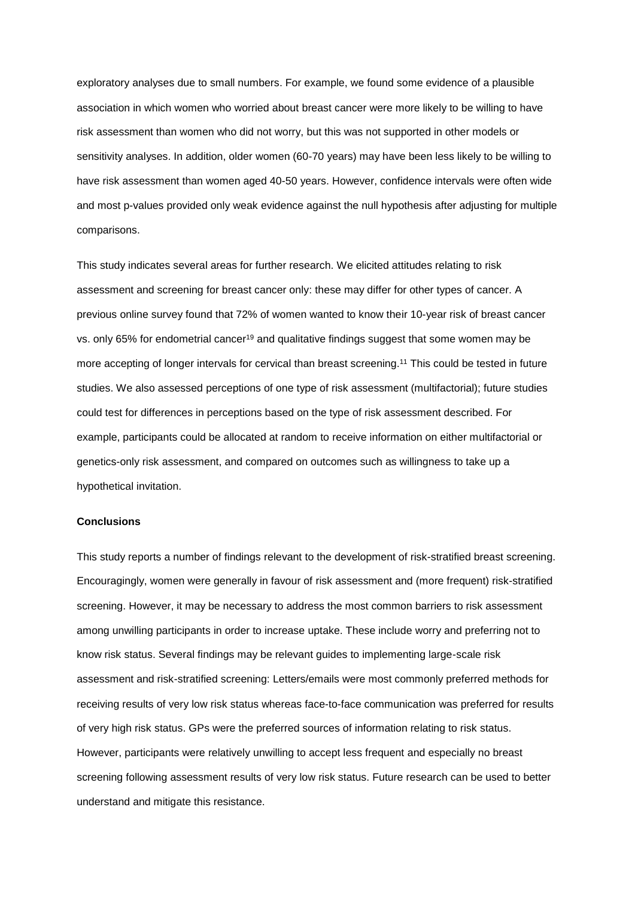exploratory analyses due to small numbers. For example, we found some evidence of a plausible association in which women who worried about breast cancer were more likely to be willing to have risk assessment than women who did not worry, but this was not supported in other models or sensitivity analyses. In addition, older women (60-70 years) may have been less likely to be willing to have risk assessment than women aged 40-50 years. However, confidence intervals were often wide and most p-values provided only weak evidence against the null hypothesis after adjusting for multiple comparisons.

This study indicates several areas for further research. We elicited attitudes relating to risk assessment and screening for breast cancer only: these may differ for other types of cancer. A previous online survey found that 72% of women wanted to know their 10-year risk of breast cancer vs. only 65% for endometrial cancer[19] and qualitative findings suggest that some women may be more accepting of longer intervals for cervical than breast screening.[11] This could be tested in future studies. We also assessed perceptions of one type of risk assessment (multifactorial); future studies could test for differences in perceptions based on the type of risk assessment described. For example, participants could be allocated at random to receive information on either multifactorial or genetics-only risk assessment, and compared on outcomes such as willingness to take up a hypothetical invitation.

**Conclusions**

This study reports a number of findings relevant to the development of risk-stratified breast screening. Encouragingly, women were generally in favour of risk assessment and (more frequent) risk-stratified screening. However, it may be necessary to address the most common barriers to risk assessment among unwilling participants in order to increase uptake. These include worry and preferring not to know risk status. Several findings may be relevant guides to implementing large-scale risk assessment and risk-stratified screening: Letters/emails were most commonly preferred methods for receiving results of very low risk status whereas face-to-face communication was preferred for results of very high risk status. GPs were the preferred sources of information relating to risk status. However, participants were relatively unwilling to accept less frequent and especially no breast screening following assessment results of very low risk status. Future research can be used to better understand and mitigate this resistance.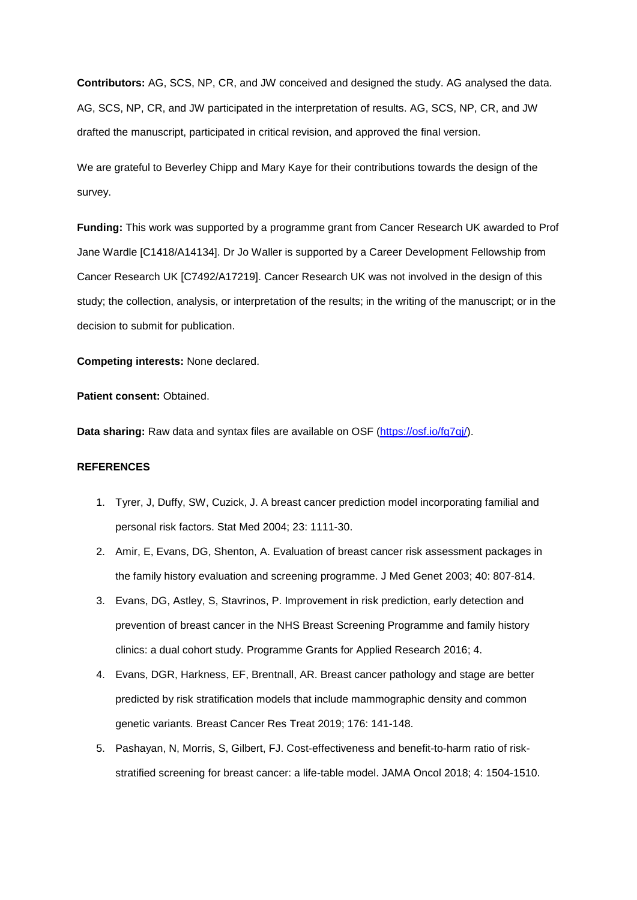**Contributors:** AG, SCS, NP, CR, and JW conceived and designed the study. AG analysed the data. AG, SCS, NP, CR, and JW participated in the interpretation of results. AG, SCS, NP, CR, and JW drafted the manuscript, participated in critical revision, and approved the final version.

We are grateful to Beverley Chipp and Mary Kaye for their contributions towards the design of the survey.

**Funding:** This work was supported by a programme grant from Cancer Research UK awarded to Prof Jane Wardle [C1418/A14134]. Dr Jo Waller is supported by a Career Development Fellowship from Cancer Research UK [C7492/A17219]. Cancer Research UK was not involved in the design of this study; the collection, analysis, or interpretation of the results; in the writing of the manuscript; or in the decision to submit for publication.

**Competing interests:** None declared.

**Patient consent:** Obtained.

**Data sharing:** Raw data and syntax files are available on OSF (https://osf.io/fg7qj/).

## REFERENCES

1. Tyrer, J, Duffy, SW, Cuzick, J. A breast cancer prediction model incorporating familial and personal risk factors. Stat Med 2004; 23: 1111-30.
2. Amir, E, Evans, DG, Shenton, A. Evaluation of breast cancer risk assessment packages in the family history evaluation and screening programme. J Med Genet 2003; 40: 807-814.
3. Evans, DG, Astley, S, Stavrinos, P. Improvement in risk prediction, early detection and prevention of breast cancer in the NHS Breast Screening Programme and family history clinics: a dual cohort study. Programme Grants for Applied Research 2016; 4.
4. Evans, DGR, Harkness, EF, Brentnall, AR. Breast cancer pathology and stage are better predicted by risk stratification models that include mammographic density and common genetic variants. Breast Cancer Res Treat 2019; 176: 141-148.
5. Pashayan, N, Morris, S, Gilbert, FJ. Cost-effectiveness and benefit-to-harm ratio of risk-stratified screening for breast cancer: a life-table model. JAMA Oncol 2018; 4: 1504-1510.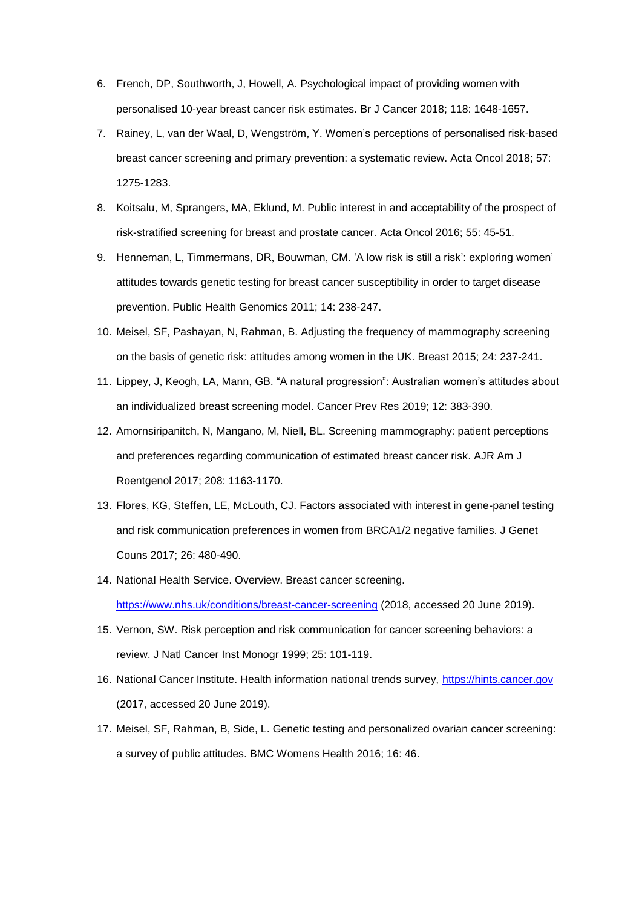6. French, DP, Southworth, J, Howell, A. Psychological impact of providing women with personalised 10-year breast cancer risk estimates. Br J Cancer 2018; 118: 1648-1657.
7. Rainey, L, van der Waal, D, Wengström, Y. Women's perceptions of personalised risk-based breast cancer screening and primary prevention: a systematic review. Acta Oncol 2018; 57: 1275-1283.
8. Koitsalu, M, Sprangers, MA, Eklund, M. Public interest in and acceptability of the prospect of risk-stratified screening for breast and prostate cancer. Acta Oncol 2016; 55: 45-51.
9. Henneman, L, Timmermans, DR, Bouwman, CM. 'A low risk is still a risk': exploring women' attitudes towards genetic testing for breast cancer susceptibility in order to target disease prevention. Public Health Genomics 2011; 14: 238-247.
10. Meisel, SF, Pashayan, N, Rahman, B. Adjusting the frequency of mammography screening on the basis of genetic risk: attitudes among women in the UK. Breast 2015; 24: 237-241.
11. Lippey, J, Keogh, LA, Mann, GB. "A natural progression": Australian women's attitudes about an individualized breast screening model. Cancer Prev Res 2019; 12: 383-390.
12. Amornsiripanitch, N, Mangano, M, Niell, BL. Screening mammography: patient perceptions and preferences regarding communication of estimated breast cancer risk. AJR Am J Roentgenol 2017; 208: 1163-1170.
13. Flores, KG, Steffen, LE, McLouth, CJ. Factors associated with interest in gene-panel testing and risk communication preferences in women from BRCA1/2 negative families. J Genet Couns 2017; 26: 480-490.
14. National Health Service. Overview. Breast cancer screening. https://www.nhs.uk/conditions/breast-cancer-screening (2018, accessed 20 June 2019).
15. Vernon, SW. Risk perception and risk communication for cancer screening behaviors: a review. J Natl Cancer Inst Monogr 1999; 25: 101-119.
16. National Cancer Institute. Health information national trends survey, https://hints.cancer.gov (2017, accessed 20 June 2019).
17. Meisel, SF, Rahman, B, Side, L. Genetic testing and personalized ovarian cancer screening: a survey of public attitudes. BMC Womens Health 2016; 16: 46.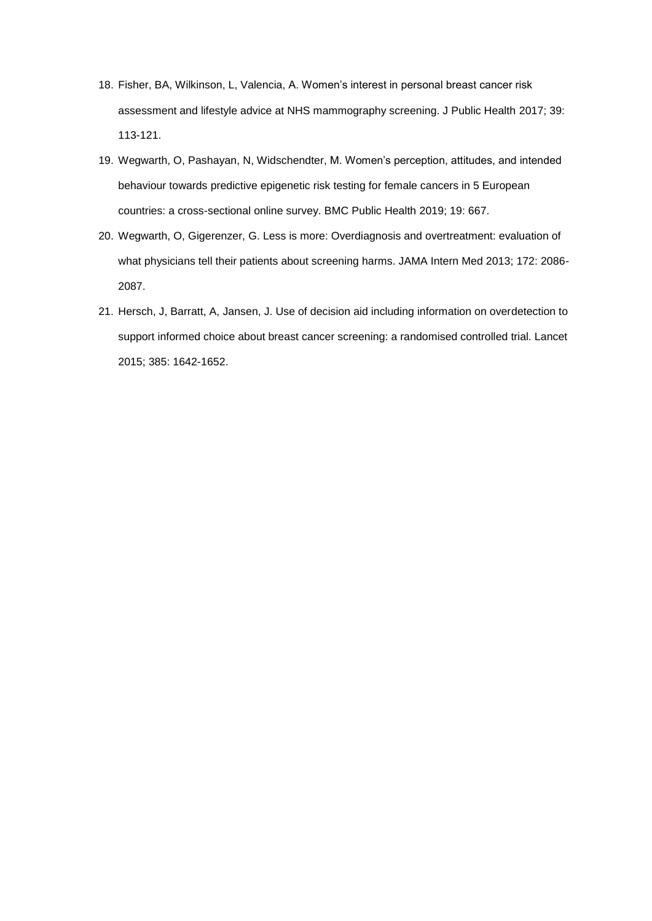18. Fisher, BA, Wilkinson, L, Valencia, A. Women's interest in personal breast cancer risk assessment and lifestyle advice at NHS mammography screening. J Public Health 2017; 39: 113-121.
19. Wegwarth, O, Pashayan, N, Widschendter, M. Women's perception, attitudes, and intended behaviour towards predictive epigenetic risk testing for female cancers in 5 European countries: a cross-sectional online survey. BMC Public Health 2019; 19: 667.
20. Wegwarth, O, Gigerenzer, G. Less is more: Overdiagnosis and overtreatment: evaluation of what physicians tell their patients about screening harms. JAMA Intern Med 2013; 172: 2086-2087.
21. Hersch, J, Barratt, A, Jansen, J. Use of decision aid including information on overdetection to support informed choice about breast cancer screening: a randomised controlled trial. Lancet 2015; 385: 1642-1652.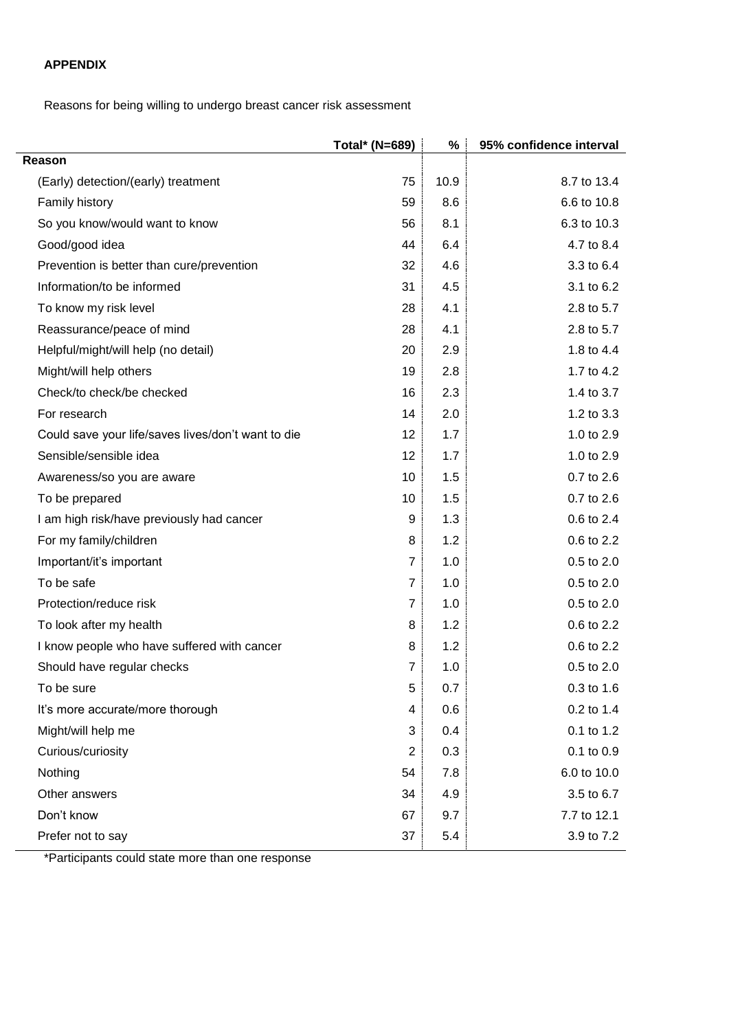**APPENDIX**

Reasons for being willing to undergo breast cancer risk assessment

| | Total* (N=689) | % | 95% confidence interval |
|---|---|---|---|
| **Reason** | | | |
| (Early) detection/(early) treatment | 75 | 10.9 | 8.7 to 13.4 |
| Family history | 59 | 8.6 | 6.6 to 10.8 |
| So you know/would want to know | 56 | 8.1 | 6.3 to 10.3 |
| Good/good idea | 44 | 6.4 | 4.7 to 8.4 |
| Prevention is better than cure/prevention | 32 | 4.6 | 3.3 to 6.4 |
| Information/to be informed | 31 | 4.5 | 3.1 to 6.2 |
| To know my risk level | 28 | 4.1 | 2.8 to 5.7 |
| Reassurance/peace of mind | 28 | 4.1 | 2.8 to 5.7 |
| Helpful/might/will help (no detail) | 20 | 2.9 | 1.8 to 4.4 |
| Might/will help others | 19 | 2.8 | 1.7 to 4.2 |
| Check/to check/be checked | 16 | 2.3 | 1.4 to 3.7 |
| For research | 14 | 2.0 | 1.2 to 3.3 |
| Could save your life/saves lives/don't want to die | 12 | 1.7 | 1.0 to 2.9 |
| Sensible/sensible idea | 12 | 1.7 | 1.0 to 2.9 |
| Awareness/so you are aware | 10 | 1.5 | 0.7 to 2.6 |
| To be prepared | 10 | 1.5 | 0.7 to 2.6 |
| I am high risk/have previously had cancer | 9 | 1.3 | 0.6 to 2.4 |
| For my family/children | 8 | 1.2 | 0.6 to 2.2 |
| Important/it's important | 7 | 1.0 | 0.5 to 2.0 |
| To be safe | 7 | 1.0 | 0.5 to 2.0 |
| Protection/reduce risk | 7 | 1.0 | 0.5 to 2.0 |
| To look after my health | 8 | 1.2 | 0.6 to 2.2 |
| I know people who have suffered with cancer | 8 | 1.2 | 0.6 to 2.2 |
| Should have regular checks | 7 | 1.0 | 0.5 to 2.0 |
| To be sure | 5 | 0.7 | 0.3 to 1.6 |
| It's more accurate/more thorough | 4 | 0.6 | 0.2 to 1.4 |
| Might/will help me | 3 | 0.4 | 0.1 to 1.2 |
| Curious/curiosity | 2 | 0.3 | 0.1 to 0.9 |
| Nothing | 54 | 7.8 | 6.0 to 10.0 |
| Other answers | 34 | 4.9 | 3.5 to 6.7 |
| Don't know | 67 | 9.7 | 7.7 to 12.1 |
| Prefer not to say | 37 | 5.4 | 3.9 to 7.2 |

*Participants could state more than one response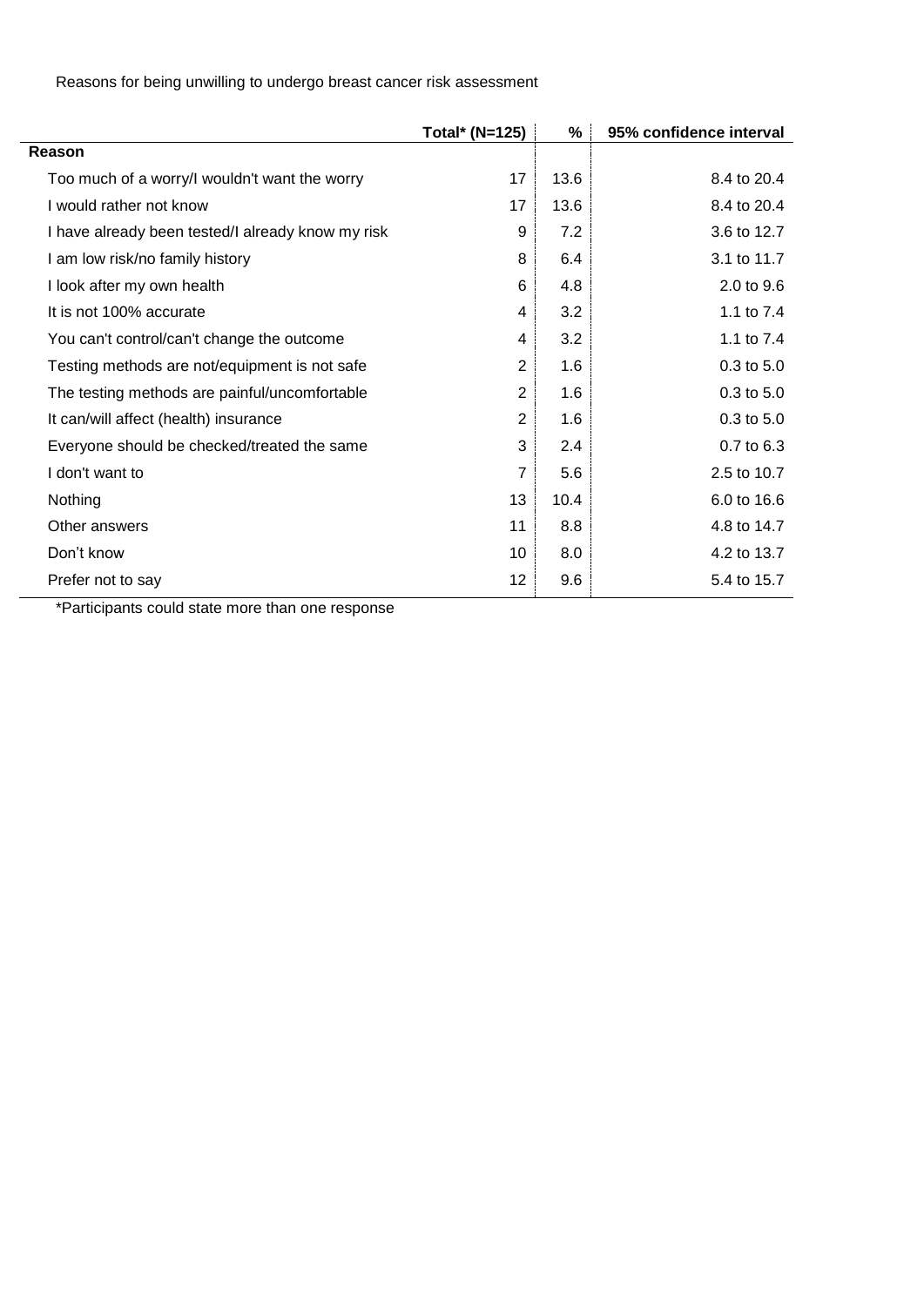Reasons for being unwilling to undergo breast cancer risk assessment

| | Total* (N=125) | % | 95% confidence interval |
|---|---|---|---|
| **Reason** | | | |
| Too much of a worry/I wouldn't want the worry | 17 | 13.6 | 8.4 to 20.4 |
| I would rather not know | 17 | 13.6 | 8.4 to 20.4 |
| I have already been tested/I already know my risk | 9 | 7.2 | 3.6 to 12.7 |
| I am low risk/no family history | 8 | 6.4 | 3.1 to 11.7 |
| I look after my own health | 6 | 4.8 | 2.0 to 9.6 |
| It is not 100% accurate | 4 | 3.2 | 1.1 to 7.4 |
| You can't control/can't change the outcome | 4 | 3.2 | 1.1 to 7.4 |
| Testing methods are not/equipment is not safe | 2 | 1.6 | 0.3 to 5.0 |
| The testing methods are painful/uncomfortable | 2 | 1.6 | 0.3 to 5.0 |
| It can/will affect (health) insurance | 2 | 1.6 | 0.3 to 5.0 |
| Everyone should be checked/treated the same | 3 | 2.4 | 0.7 to 6.3 |
| I don't want to | 7 | 5.6 | 2.5 to 10.7 |
| Nothing | 13 | 10.4 | 6.0 to 16.6 |
| Other answers | 11 | 8.8 | 4.8 to 14.7 |
| Don't know | 10 | 8.0 | 4.2 to 13.7 |
| Prefer not to say | 12 | 9.6 | 5.4 to 15.7 |

*Participants could state more than one response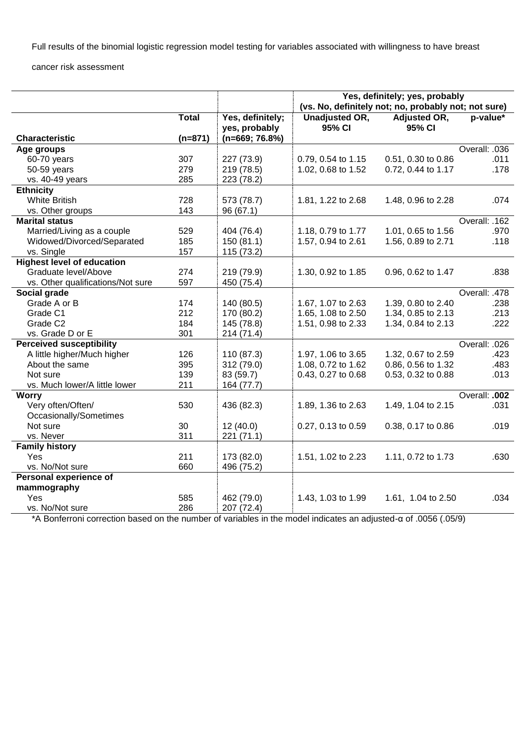Full results of the binomial logistic regression model testing for variables associated with willingness to have breast cancer risk assessment

| | | | Yes, definitely; yes, probably (vs. No, definitely not; no, probably not; not sure) | | |
|---|---|---|---|---|---|
| **Characteristic** | **Total (n=871)** | **Yes, definitely; yes, probably (n=669; 76.8%)** | **Unadjusted OR, 95% CI** | **Adjusted OR, 95% CI** | **p-value*** |
| **Age groups** | | | | | Overall: .036 |
| 60-70 years | 307 | 227 (73.9) | 0.79, 0.54 to 1.15 | 0.51, 0.30 to 0.86 | .011 |
| 50-59 years | 279 | 219 (78.5) | 1.02, 0.68 to 1.52 | 0.72, 0.44 to 1.17 | .178 |
| vs. 40-49 years | 285 | 223 (78.2) | | | |
| **Ethnicity** | | | | | |
| White British | 728 | 573 (78.7) | 1.81, 1.22 to 2.68 | 1.48, 0.96 to 2.28 | .074 |
| vs. Other groups | 143 | 96 (67.1) | | | |
| **Marital status** | | | | | Overall: .162 |
| Married/Living as a couple | 529 | 404 (76.4) | 1.18, 0.79 to 1.77 | 1.01, 0.65 to 1.56 | .970 |
| Widowed/Divorced/Separated | 185 | 150 (81.1) | 1.57, 0.94 to 2.61 | 1.56, 0.89 to 2.71 | .118 |
| vs. Single | 157 | 115 (73.2) | | | |
| **Highest level of education** | | | | | |
| Graduate level/Above | 274 | 219 (79.9) | 1.30, 0.92 to 1.85 | 0.96, 0.62 to 1.47 | .838 |
| vs. Other qualifications/Not sure | 597 | 450 (75.4) | | | |
| **Social grade** | | | | | Overall: .478 |
| Grade A or B | 174 | 140 (80.5) | 1.67, 1.07 to 2.63 | 1.39, 0.80 to 2.40 | .238 |
| Grade C1 | 212 | 170 (80.2) | 1.65, 1.08 to 2.50 | 1.34, 0.85 to 2.13 | .213 |
| Grade C2 | 184 | 145 (78.8) | 1.51, 0.98 to 2.33 | 1.34, 0.84 to 2.13 | .222 |
| vs. Grade D or E | 301 | 214 (71.4) | | | |
| **Perceived susceptibility** | | | | | Overall: .026 |
| A little higher/Much higher | 126 | 110 (87.3) | 1.97, 1.06 to 3.65 | 1.32, 0.67 to 2.59 | .423 |
| About the same | 395 | 312 (79.0) | 1.08, 0.72 to 1.62 | 0.86, 0.56 to 1.32 | .483 |
| Not sure | 139 | 83 (59.7) | 0.43, 0.27 to 0.68 | 0.53, 0.32 to 0.88 | .013 |
| vs. Much lower/A little lower | 211 | 164 (77.7) | | | |
| **Worry** | | | | | Overall: **.002** |
| Very often/Often/ Occasionally/Sometimes | 530 | 436 (82.3) | 1.89, 1.36 to 2.63 | 1.49, 1.04 to 2.15 | .031 |
| Not sure | 30 | 12 (40.0) | 0.27, 0.13 to 0.59 | 0.38, 0.17 to 0.86 | .019 |
| vs. Never | 311 | 221 (71.1) | | | |
| **Family history** | | | | | |
| Yes | 211 | 173 (82.0) | 1.51, 1.02 to 2.23 | 1.11, 0.72 to 1.73 | .630 |
| vs. No/Not sure | 660 | 496 (75.2) | | | |
| **Personal experience of mammography** | | | | | |
| Yes | 585 | 462 (79.0) | 1.43, 1.03 to 1.99 | 1.61, 1.04 to 2.50 | .034 |
| vs. No/Not sure | 286 | 207 (72.4) | | | |

*A Bonferroni correction based on the number of variables in the model indicates an adjusted-α of .0056 (.05/9)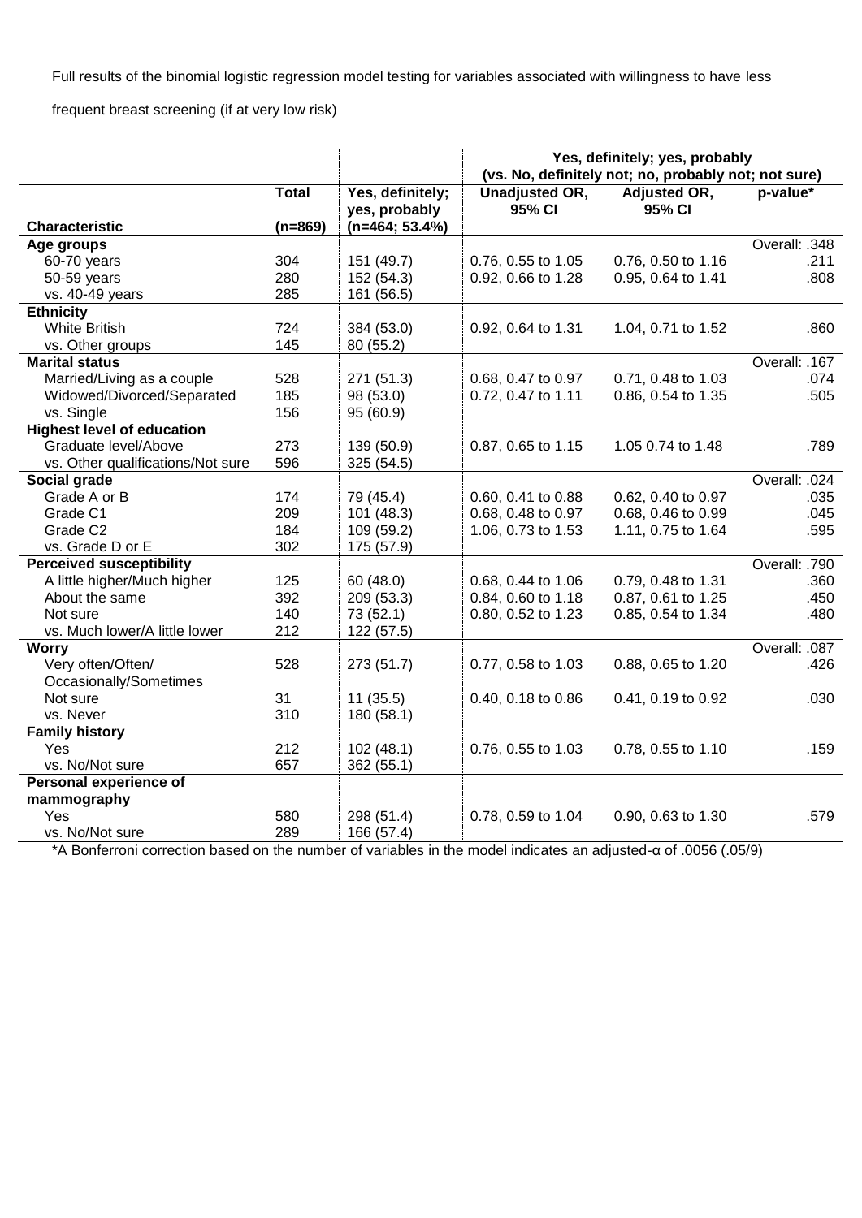Full results of the binomial logistic regression model testing for variables associated with willingness to have less frequent breast screening (if at very low risk)

| | | | Yes, definitely; yes, probably (vs. No, definitely not; no, probably not; not sure) | | |
|---|---|---|---|---|---|
| **Characteristic** | **Total (n=869)** | **Yes, definitely; yes, probably (n=464; 53.4%)** | **Unadjusted OR, 95% CI** | **Adjusted OR, 95% CI** | **p-value*** |
| **Age groups** | | | | | Overall: .348 |
| 60-70 years | 304 | 151 (49.7) | 0.76, 0.55 to 1.05 | 0.76, 0.50 to 1.16 | .211 |
| 50-59 years | 280 | 152 (54.3) | 0.92, 0.66 to 1.28 | 0.95, 0.64 to 1.41 | .808 |
| vs. 40-49 years | 285 | 161 (56.5) | | | |
| **Ethnicity** | | | | | |
| White British | 724 | 384 (53.0) | 0.92, 0.64 to 1.31 | 1.04, 0.71 to 1.52 | .860 |
| vs. Other groups | 145 | 80 (55.2) | | | |
| **Marital status** | | | | | Overall: .167 |
| Married/Living as a couple | 528 | 271 (51.3) | 0.68, 0.47 to 0.97 | 0.71, 0.48 to 1.03 | .074 |
| Widowed/Divorced/Separated | 185 | 98 (53.0) | 0.72, 0.47 to 1.11 | 0.86, 0.54 to 1.35 | .505 |
| vs. Single | 156 | 95 (60.9) | | | |
| **Highest level of education** | | | | | |
| Graduate level/Above | 273 | 139 (50.9) | 0.87, 0.65 to 1.15 | 1.05 0.74 to 1.48 | .789 |
| vs. Other qualifications/Not sure | 596 | 325 (54.5) | | | |
| **Social grade** | | | | | Overall: .024 |
| Grade A or B | 174 | 79 (45.4) | 0.60, 0.41 to 0.88 | 0.62, 0.40 to 0.97 | .035 |
| Grade C1 | 209 | 101 (48.3) | 0.68, 0.48 to 0.97 | 0.68, 0.46 to 0.99 | .045 |
| Grade C2 | 184 | 109 (59.2) | 1.06, 0.73 to 1.53 | 1.11, 0.75 to 1.64 | .595 |
| vs. Grade D or E | 302 | 175 (57.9) | | | |
| **Perceived susceptibility** | | | | | Overall: .790 |
| A little higher/Much higher | 125 | 60 (48.0) | 0.68, 0.44 to 1.06 | 0.79, 0.48 to 1.31 | .360 |
| About the same | 392 | 209 (53.3) | 0.84, 0.60 to 1.18 | 0.87, 0.61 to 1.25 | .450 |
| Not sure | 140 | 73 (52.1) | 0.80, 0.52 to 1.23 | 0.85, 0.54 to 1.34 | .480 |
| vs. Much lower/A little lower | 212 | 122 (57.5) | | | |
| **Worry** | | | | | Overall: .087 |
| Very often/Often/ Occasionally/Sometimes | 528 | 273 (51.7) | 0.77, 0.58 to 1.03 | 0.88, 0.65 to 1.20 | .426 |
| Not sure | 31 | 11 (35.5) | 0.40, 0.18 to 0.86 | 0.41, 0.19 to 0.92 | .030 |
| vs. Never | 310 | 180 (58.1) | | | |
| **Family history** | | | | | |
| Yes | 212 | 102 (48.1) | 0.76, 0.55 to 1.03 | 0.78, 0.55 to 1.10 | .159 |
| vs. No/Not sure | 657 | 362 (55.1) | | | |
| **Personal experience of mammography** | | | | | |
| Yes | 580 | 298 (51.4) | 0.78, 0.59 to 1.04 | 0.90, 0.63 to 1.30 | .579 |
| vs. No/Not sure | 289 | 166 (57.4) | | | |

*A Bonferroni correction based on the number of variables in the model indicates an adjusted-α of .0056 (.05/9)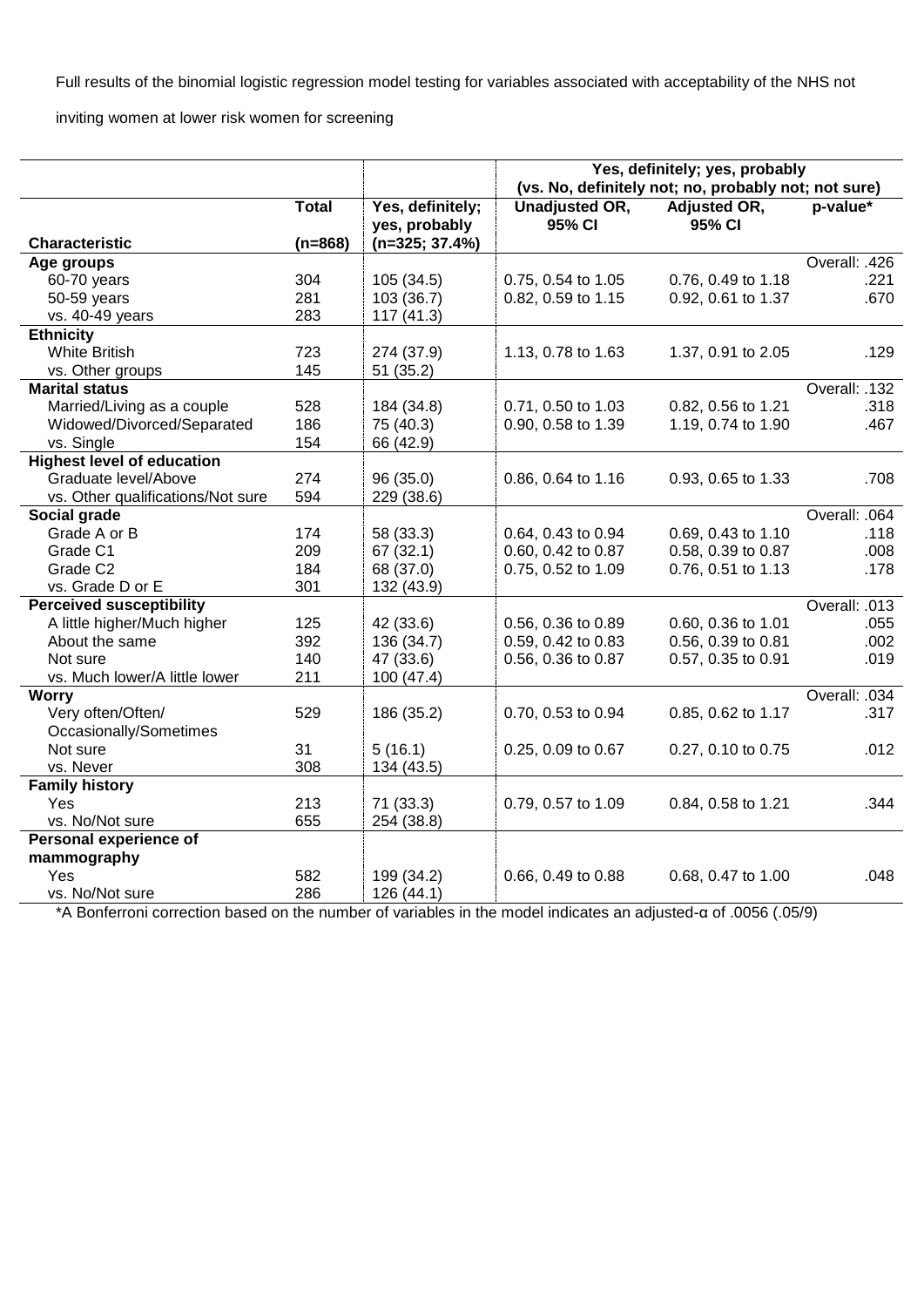Full results of the binomial logistic regression model testing for variables associated with acceptability of the NHS not inviting women at lower risk women for screening

| | | | Yes, definitely; yes, probably (vs. No, definitely not; no, probably not; not sure) | | |
|---|---|---|---|---|---|
| **Characteristic** | **Total (n=868)** | **Yes, definitely; yes, probably (n=325; 37.4%)** | **Unadjusted OR, 95% CI** | **Adjusted OR, 95% CI** | **p-value*** |
| **Age groups** | | | | | Overall: .426 |
| 60-70 years | 304 | 105 (34.5) | 0.75, 0.54 to 1.05 | 0.76, 0.49 to 1.18 | .221 |
| 50-59 years | 281 | 103 (36.7) | 0.82, 0.59 to 1.15 | 0.92, 0.61 to 1.37 | .670 |
| vs. 40-49 years | 283 | 117 (41.3) | | | |
| **Ethnicity** | | | | | |
| White British | 723 | 274 (37.9) | 1.13, 0.78 to 1.63 | 1.37, 0.91 to 2.05 | .129 |
| vs. Other groups | 145 | 51 (35.2) | | | |
| **Marital status** | | | | | Overall: .132 |
| Married/Living as a couple | 528 | 184 (34.8) | 0.71, 0.50 to 1.03 | 0.82, 0.56 to 1.21 | .318 |
| Widowed/Divorced/Separated | 186 | 75 (40.3) | 0.90, 0.58 to 1.39 | 1.19, 0.74 to 1.90 | .467 |
| vs. Single | 154 | 66 (42.9) | | | |
| **Highest level of education** | | | | | |
| Graduate level/Above | 274 | 96 (35.0) | 0.86, 0.64 to 1.16 | 0.93, 0.65 to 1.33 | .708 |
| vs. Other qualifications/Not sure | 594 | 229 (38.6) | | | |
| **Social grade** | | | | | Overall: .064 |
| Grade A or B | 174 | 58 (33.3) | 0.64, 0.43 to 0.94 | 0.69, 0.43 to 1.10 | .118 |
| Grade C1 | 209 | 67 (32.1) | 0.60, 0.42 to 0.87 | 0.58, 0.39 to 0.87 | .008 |
| Grade C2 | 184 | 68 (37.0) | 0.75, 0.52 to 1.09 | 0.76, 0.51 to 1.13 | .178 |
| vs. Grade D or E | 301 | 132 (43.9) | | | |
| **Perceived susceptibility** | | | | | Overall: .013 |
| A little higher/Much higher | 125 | 42 (33.6) | 0.56, 0.36 to 0.89 | 0.60, 0.36 to 1.01 | .055 |
| About the same | 392 | 136 (34.7) | 0.59, 0.42 to 0.83 | 0.56, 0.39 to 0.81 | .002 |
| Not sure | 140 | 47 (33.6) | 0.56, 0.36 to 0.87 | 0.57, 0.35 to 0.91 | .019 |
| vs. Much lower/A little lower | 211 | 100 (47.4) | | | |
| **Worry** | | | | | Overall: .034 |
| Very often/Often/ Occasionally/Sometimes | 529 | 186 (35.2) | 0.70, 0.53 to 0.94 | 0.85, 0.62 to 1.17 | .317 |
| Not sure | 31 | 5 (16.1) | 0.25, 0.09 to 0.67 | 0.27, 0.10 to 0.75 | .012 |
| vs. Never | 308 | 134 (43.5) | | | |
| **Family history** | | | | | |
| Yes | 213 | 71 (33.3) | 0.79, 0.57 to 1.09 | 0.84, 0.58 to 1.21 | .344 |
| vs. No/Not sure | 655 | 254 (38.8) | | | |
| **Personal experience of mammography** | | | | | |
| Yes | 582 | 199 (34.2) | 0.66, 0.49 to 0.88 | 0.68, 0.47 to 1.00 | .048 |
| vs. No/Not sure | 286 | 126 (44.1) | | | |

*A Bonferroni correction based on the number of variables in the model indicates an adjusted-α of .0056 (.05/9)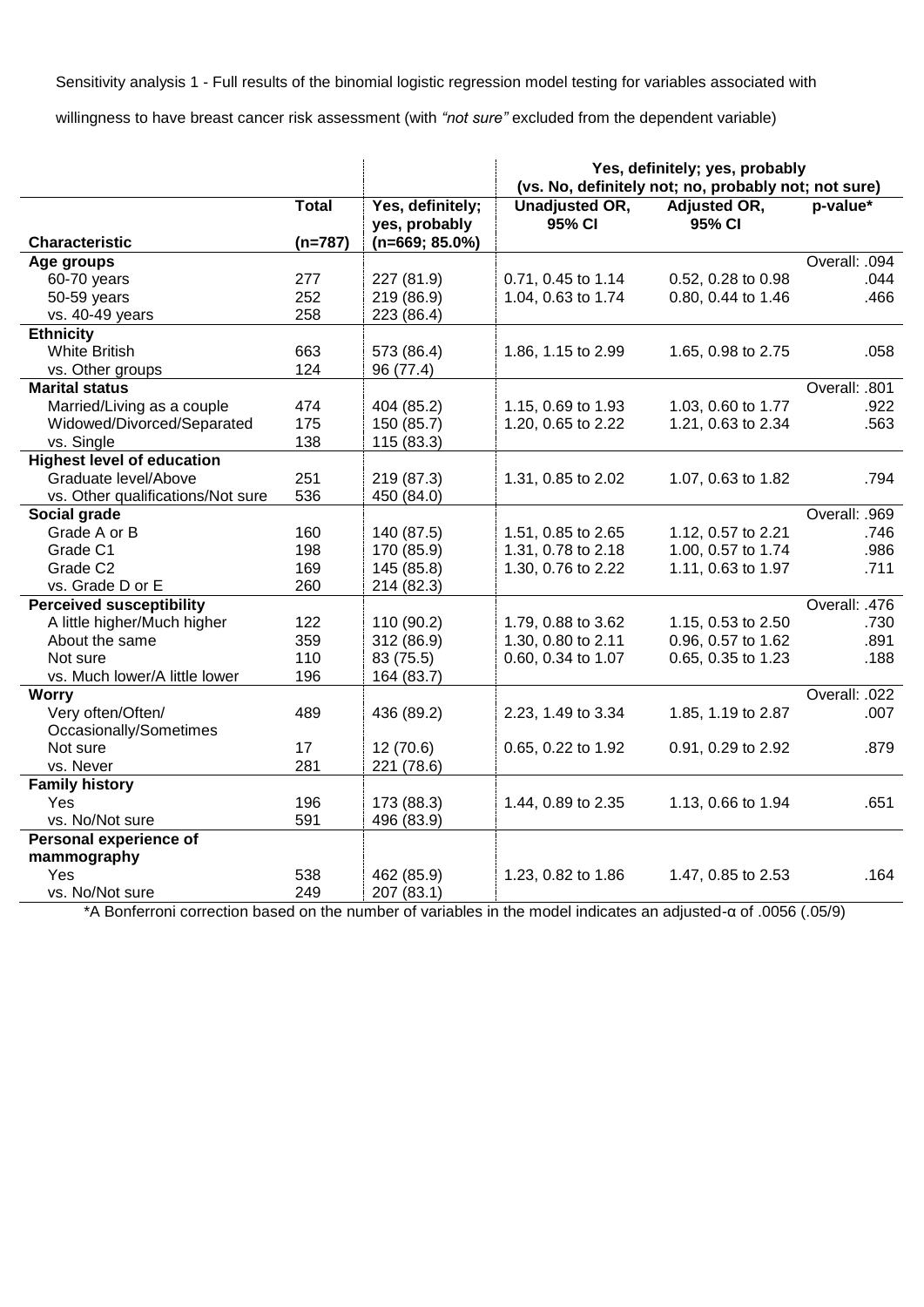Sensitivity analysis 1 - Full results of the binomial logistic regression model testing for variables associated with willingness to have breast cancer risk assessment (with *"not sure"* excluded from the dependent variable)

| | | | Yes, definitely; yes, probably (vs. No, definitely not; no, probably not; not sure) | | |
|---|---|---|---|---|---|
| **Characteristic** | **Total (n=787)** | **Yes, definitely; yes, probably (n=669; 85.0%)** | **Unadjusted OR, 95% CI** | **Adjusted OR, 95% CI** | **p-value*** |
| **Age groups** | | | | | Overall: .094 |
| 60-70 years | 277 | 227 (81.9) | 0.71, 0.45 to 1.14 | 0.52, 0.28 to 0.98 | .044 |
| 50-59 years | 252 | 219 (86.9) | 1.04, 0.63 to 1.74 | 0.80, 0.44 to 1.46 | .466 |
| vs. 40-49 years | 258 | 223 (86.4) | | | |
| **Ethnicity** | | | | | |
| White British | 663 | 573 (86.4) | 1.86, 1.15 to 2.99 | 1.65, 0.98 to 2.75 | .058 |
| vs. Other groups | 124 | 96 (77.4) | | | |
| **Marital status** | | | | | Overall: .801 |
| Married/Living as a couple | 474 | 404 (85.2) | 1.15, 0.69 to 1.93 | 1.03, 0.60 to 1.77 | .922 |
| Widowed/Divorced/Separated | 175 | 150 (85.7) | 1.20, 0.65 to 2.22 | 1.21, 0.63 to 2.34 | .563 |
| vs. Single | 138 | 115 (83.3) | | | |
| **Highest level of education** | | | | | |
| Graduate level/Above | 251 | 219 (87.3) | 1.31, 0.85 to 2.02 | 1.07, 0.63 to 1.82 | .794 |
| vs. Other qualifications/Not sure | 536 | 450 (84.0) | | | |
| **Social grade** | | | | | Overall: .969 |
| Grade A or B | 160 | 140 (87.5) | 1.51, 0.85 to 2.65 | 1.12, 0.57 to 2.21 | .746 |
| Grade C1 | 198 | 170 (85.9) | 1.31, 0.78 to 2.18 | 1.00, 0.57 to 1.74 | .986 |
| Grade C2 | 169 | 145 (85.8) | 1.30, 0.76 to 2.22 | 1.11, 0.63 to 1.97 | .711 |
| vs. Grade D or E | 260 | 214 (82.3) | | | |
| **Perceived susceptibility** | | | | | Overall: .476 |
| A little higher/Much higher | 122 | 110 (90.2) | 1.79, 0.88 to 3.62 | 1.15, 0.53 to 2.50 | .730 |
| About the same | 359 | 312 (86.9) | 1.30, 0.80 to 2.11 | 0.96, 0.57 to 1.62 | .891 |
| Not sure | 110 | 83 (75.5) | 0.60, 0.34 to 1.07 | 0.65, 0.35 to 1.23 | .188 |
| vs. Much lower/A little lower | 196 | 164 (83.7) | | | |
| **Worry** | | | | | Overall: .022 |
| Very often/Often/Occasionally/Sometimes | 489 | 436 (89.2) | 2.23, 1.49 to 3.34 | 1.85, 1.19 to 2.87 | .007 |
| Not sure | 17 | 12 (70.6) | 0.65, 0.22 to 1.92 | 0.91, 0.29 to 2.92 | .879 |
| vs. Never | 281 | 221 (78.6) | | | |
| **Family history** | | | | | |
| Yes | 196 | 173 (88.3) | 1.44, 0.89 to 2.35 | 1.13, 0.66 to 1.94 | .651 |
| vs. No/Not sure | 591 | 496 (83.9) | | | |
| **Personal experience of mammography** | | | | | |
| Yes | 538 | 462 (85.9) | 1.23, 0.82 to 1.86 | 1.47, 0.85 to 2.53 | .164 |
| vs. No/Not sure | 249 | 207 (83.1) | | | |

*A Bonferroni correction based on the number of variables in the model indicates an adjusted-α of .0056 (.05/9)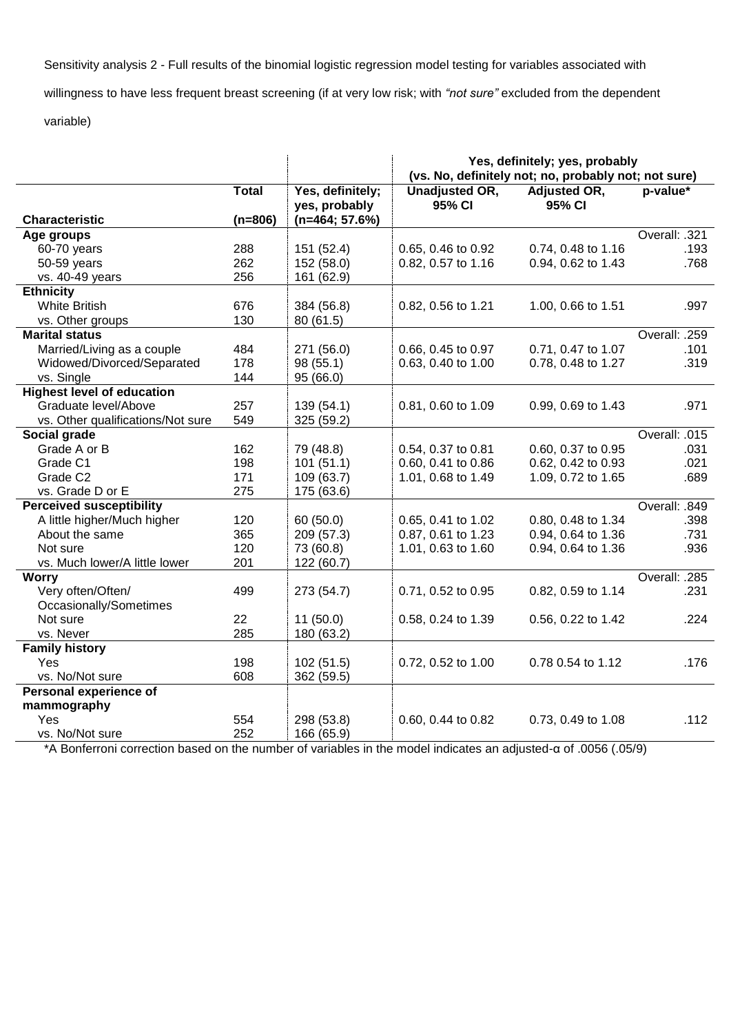Sensitivity analysis 2 - Full results of the binomial logistic regression model testing for variables associated with willingness to have less frequent breast screening (if at very low risk; with *"not sure"* excluded from the dependent variable)

| | | | Yes, definitely; yes, probably (vs. No, definitely not; no, probably not; not sure) | | |
|---|---|---|---|---|---|
| **Characteristic** | **Total (n=806)** | **Yes, definitely; yes, probably (n=464; 57.6%)** | **Unadjusted OR, 95% CI** | **Adjusted OR, 95% CI** | **p-value*** |
| **Age groups** | | | | | Overall: .321 |
| 60-70 years | 288 | 151 (52.4) | 0.65, 0.46 to 0.92 | 0.74, 0.48 to 1.16 | .193 |
| 50-59 years | 262 | 152 (58.0) | 0.82, 0.57 to 1.16 | 0.94, 0.62 to 1.43 | .768 |
| vs. 40-49 years | 256 | 161 (62.9) | | | |
| **Ethnicity** | | | | | |
| White British | 676 | 384 (56.8) | 0.82, 0.56 to 1.21 | 1.00, 0.66 to 1.51 | .997 |
| vs. Other groups | 130 | 80 (61.5) | | | |
| **Marital status** | | | | | Overall: .259 |
| Married/Living as a couple | 484 | 271 (56.0) | 0.66, 0.45 to 0.97 | 0.71, 0.47 to 1.07 | .101 |
| Widowed/Divorced/Separated | 178 | 98 (55.1) | 0.63, 0.40 to 1.00 | 0.78, 0.48 to 1.27 | .319 |
| vs. Single | 144 | 95 (66.0) | | | |
| **Highest level of education** | | | | | |
| Graduate level/Above | 257 | 139 (54.1) | 0.81, 0.60 to 1.09 | 0.99, 0.69 to 1.43 | .971 |
| vs. Other qualifications/Not sure | 549 | 325 (59.2) | | | |
| **Social grade** | | | | | Overall: .015 |
| Grade A or B | 162 | 79 (48.8) | 0.54, 0.37 to 0.81 | 0.60, 0.37 to 0.95 | .031 |
| Grade C1 | 198 | 101 (51.1) | 0.60, 0.41 to 0.86 | 0.62, 0.42 to 0.93 | .021 |
| Grade C2 | 171 | 109 (63.7) | 1.01, 0.68 to 1.49 | 1.09, 0.72 to 1.65 | .689 |
| vs. Grade D or E | 275 | 175 (63.6) | | | |
| **Perceived susceptibility** | | | | | Overall: .849 |
| A little higher/Much higher | 120 | 60 (50.0) | 0.65, 0.41 to 1.02 | 0.80, 0.48 to 1.34 | .398 |
| About the same | 365 | 209 (57.3) | 0.87, 0.61 to 1.23 | 0.94, 0.64 to 1.36 | .731 |
| Not sure | 120 | 73 (60.8) | 1.01, 0.63 to 1.60 | 0.94, 0.64 to 1.36 | .936 |
| vs. Much lower/A little lower | 201 | 122 (60.7) | | | |
| **Worry** | | | | | Overall: .285 |
| Very often/Often/ Occasionally/Sometimes | 499 | 273 (54.7) | 0.71, 0.52 to 0.95 | 0.82, 0.59 to 1.14 | .231 |
| Not sure | 22 | 11 (50.0) | 0.58, 0.24 to 1.39 | 0.56, 0.22 to 1.42 | .224 |
| vs. Never | 285 | 180 (63.2) | | | |
| **Family history** | | | | | |
| Yes | 198 | 102 (51.5) | 0.72, 0.52 to 1.00 | 0.78 0.54 to 1.12 | .176 |
| vs. No/Not sure | 608 | 362 (59.5) | | | |
| **Personal experience of mammography** | | | | | |
| Yes | 554 | 298 (53.8) | 0.60, 0.44 to 0.82 | 0.73, 0.49 to 1.08 | .112 |
| vs. No/Not sure | 252 | 166 (65.9) | | | |

*A Bonferroni correction based on the number of variables in the model indicates an adjusted-α of .0056 (.05/9)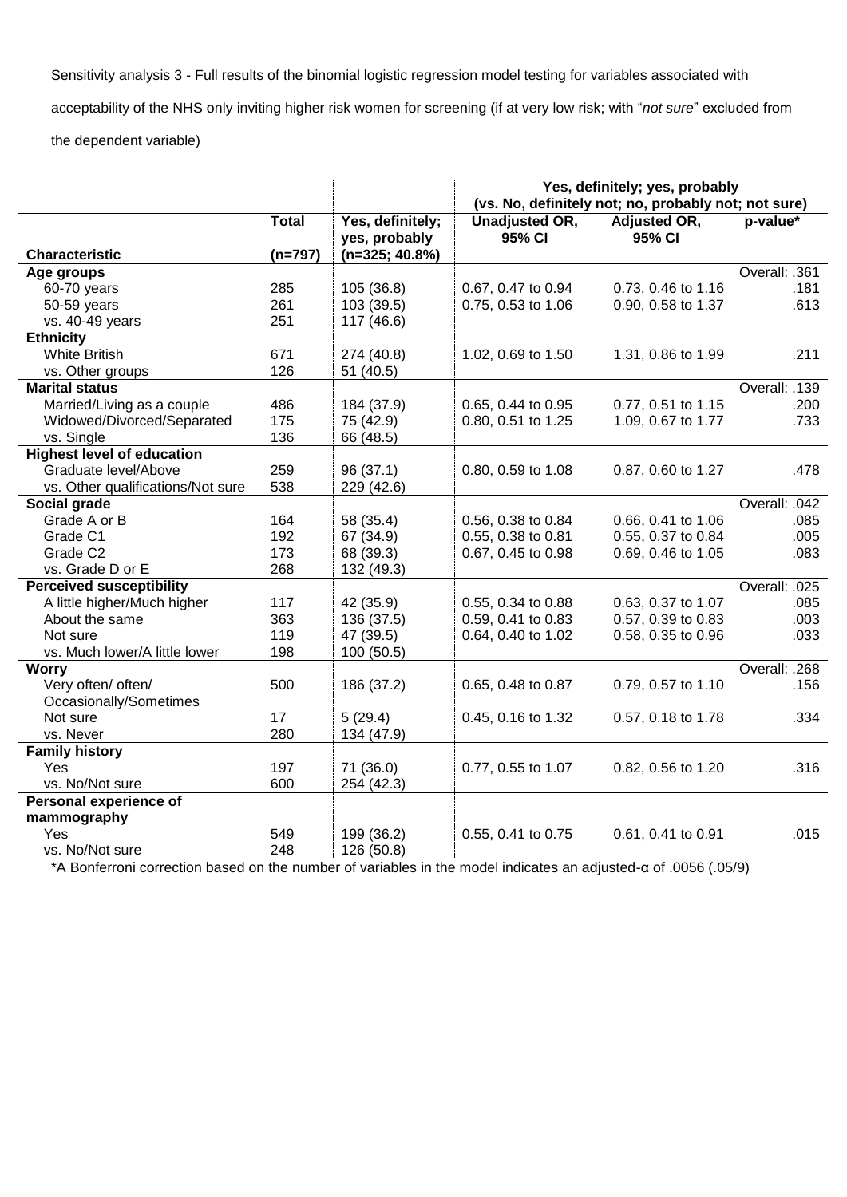Sensitivity analysis 3 - Full results of the binomial logistic regression model testing for variables associated with acceptability of the NHS only inviting higher risk women for screening (if at very low risk; with "*not sure*" excluded from the dependent variable)

| | | | Yes, definitely; yes, probably (vs. No, definitely not; no, probably not; not sure) | | |
|---|---|---|---|---|---|
| **Characteristic** | **Total (n=797)** | **Yes, definitely; yes, probably (n=325; 40.8%)** | **Unadjusted OR, 95% CI** | **Adjusted OR, 95% CI** | **p-value*** |
| **Age groups** | | | | | Overall: .361 |
| 60-70 years | 285 | 105 (36.8) | 0.67, 0.47 to 0.94 | 0.73, 0.46 to 1.16 | .181 |
| 50-59 years | 261 | 103 (39.5) | 0.75, 0.53 to 1.06 | 0.90, 0.58 to 1.37 | .613 |
| vs. 40-49 years | 251 | 117 (46.6) | | | |
| **Ethnicity** | | | | | |
| White British | 671 | 274 (40.8) | 1.02, 0.69 to 1.50 | 1.31, 0.86 to 1.99 | .211 |
| vs. Other groups | 126 | 51 (40.5) | | | |
| **Marital status** | | | | | Overall: .139 |
| Married/Living as a couple | 486 | 184 (37.9) | 0.65, 0.44 to 0.95 | 0.77, 0.51 to 1.15 | .200 |
| Widowed/Divorced/Separated | 175 | 75 (42.9) | 0.80, 0.51 to 1.25 | 1.09, 0.67 to 1.77 | .733 |
| vs. Single | 136 | 66 (48.5) | | | |
| **Highest level of education** | | | | | |
| Graduate level/Above | 259 | 96 (37.1) | 0.80, 0.59 to 1.08 | 0.87, 0.60 to 1.27 | .478 |
| vs. Other qualifications/Not sure | 538 | 229 (42.6) | | | |
| **Social grade** | | | | | Overall: .042 |
| Grade A or B | 164 | 58 (35.4) | 0.56, 0.38 to 0.84 | 0.66, 0.41 to 1.06 | .085 |
| Grade C1 | 192 | 67 (34.9) | 0.55, 0.38 to 0.81 | 0.55, 0.37 to 0.84 | .005 |
| Grade C2 | 173 | 68 (39.3) | 0.67, 0.45 to 0.98 | 0.69, 0.46 to 1.05 | .083 |
| vs. Grade D or E | 268 | 132 (49.3) | | | |
| **Perceived susceptibility** | | | | | Overall: .025 |
| A little higher/Much higher | 117 | 42 (35.9) | 0.55, 0.34 to 0.88 | 0.63, 0.37 to 1.07 | .085 |
| About the same | 363 | 136 (37.5) | 0.59, 0.41 to 0.83 | 0.57, 0.39 to 0.83 | .003 |
| Not sure | 119 | 47 (39.5) | 0.64, 0.40 to 1.02 | 0.58, 0.35 to 0.96 | .033 |
| vs. Much lower/A little lower | 198 | 100 (50.5) | | | |
| **Worry** | | | | | Overall: .268 |
| Very often/ often/ Occasionally/Sometimes | 500 | 186 (37.2) | 0.65, 0.48 to 0.87 | 0.79, 0.57 to 1.10 | .156 |
| Not sure | 17 | 5 (29.4) | 0.45, 0.16 to 1.32 | 0.57, 0.18 to 1.78 | .334 |
| vs. Never | 280 | 134 (47.9) | | | |
| **Family history** | | | | | |
| Yes | 197 | 71 (36.0) | 0.77, 0.55 to 1.07 | 0.82, 0.56 to 1.20 | .316 |
| vs. No/Not sure | 600 | 254 (42.3) | | | |
| **Personal experience of mammography** | | | | | |
| Yes | 549 | 199 (36.2) | 0.55, 0.41 to 0.75 | 0.61, 0.41 to 0.91 | .015 |
| vs. No/Not sure | 248 | 126 (50.8) | | | |

*A Bonferroni correction based on the number of variables in the model indicates an adjusted-α of .0056 (.05/9)